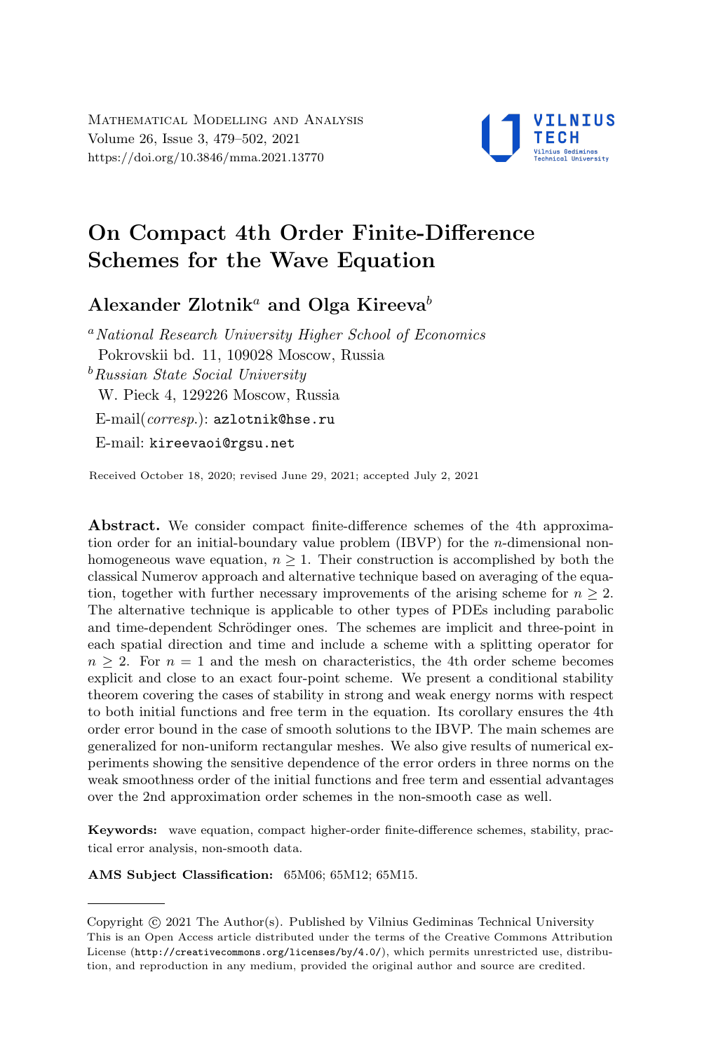# On Compact 4th Order Finite-Difference Schemes for the Wave Equation

**Alexander Zlotnik**[a] **and Olga Kireeva**[b]

[a] *National Research University Higher School of Economics*
Pokrovskii bd. 11, 109028 Moscow, Russia

[b] *Russian State Social University*
W. Pieck 4, 129226 Moscow, Russia

E-mail(*corresp.*): azlotnik@hse.ru

E-mail: kireevaoi@rgsu.net

Received October 18, 2020; revised June 29, 2021; accepted July 2, 2021

**Abstract.** We consider compact finite-difference schemes of the 4th approximation order for an initial-boundary value problem (IBVP) for the $n$-dimensional non-homogeneous wave equation, $n \geq 1$. Their construction is accomplished by both the classical Numerov approach and alternative technique based on averaging of the equation, together with further necessary improvements of the arising scheme for $n \geq 2$. The alternative technique is applicable to other types of PDEs including parabolic and time-dependent Schrödinger ones. The schemes are implicit and three-point in each spatial direction and time and include a scheme with a splitting operator for $n \geq 2$. For $n = 1$ and the mesh on characteristics, the 4th order scheme becomes explicit and close to an exact four-point scheme. We present a conditional stability theorem covering the cases of stability in strong and weak energy norms with respect to both initial functions and free term in the equation. Its corollary ensures the 4th order error bound in the case of smooth solutions to the IBVP. The main schemes are generalized for non-uniform rectangular meshes. We also give results of numerical experiments showing the sensitive dependence of the error orders in three norms on the weak smoothness order of the initial functions and free term and essential advantages over the 2nd approximation order schemes in the non-smooth case as well.

**Keywords:** wave equation, compact higher-order finite-difference schemes, stability, practical error analysis, non-smooth data.

**AMS Subject Classification:** 65M06; 65M12; 65M15.

---

Copyright © 2021 The Author(s). Published by Vilnius Gediminas Technical University
This is an Open Access article distributed under the terms of the Creative Commons Attribution License (http://creativecommons.org/licenses/by/4.0/), which permits unrestricted use, distribution, and reproduction in any medium, provided the original author and source are credited.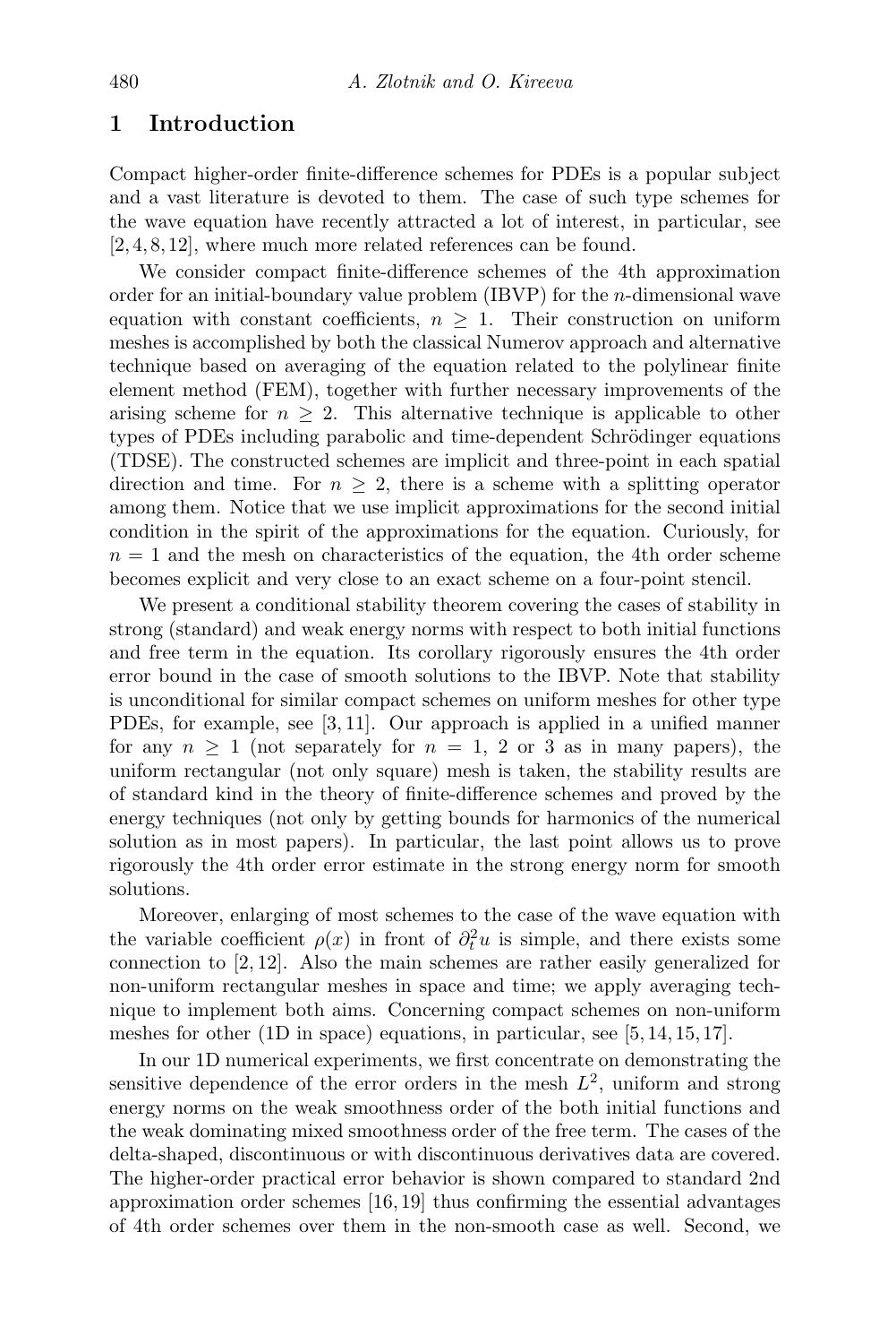## 1 Introduction

Compact higher-order finite-difference schemes for PDEs is a popular subject and a vast literature is devoted to them. The case of such type schemes for the wave equation have recently attracted a lot of interest, in particular, see [2, 4, 8, 12], where much more related references can be found.

We consider compact finite-difference schemes of the 4th approximation order for an initial-boundary value problem (IBVP) for the $n$-dimensional wave equation with constant coefficients, $n \geq 1$. Their construction on uniform meshes is accomplished by both the classical Numerov approach and alternative technique based on averaging of the equation related to the polylinear finite element method (FEM), together with further necessary improvements of the arising scheme for $n \geq 2$. This alternative technique is applicable to other types of PDEs including parabolic and time-dependent Schrödinger equations (TDSE). The constructed schemes are implicit and three-point in each spatial direction and time. For $n \geq 2$, there is a scheme with a splitting operator among them. Notice that we use implicit approximations for the second initial condition in the spirit of the approximations for the equation. Curiously, for $n = 1$ and the mesh on characteristics of the equation, the 4th order scheme becomes explicit and very close to an exact scheme on a four-point stencil.

We present a conditional stability theorem covering the cases of stability in strong (standard) and weak energy norms with respect to both initial functions and free term in the equation. Its corollary rigorously ensures the 4th order error bound in the case of smooth solutions to the IBVP. Note that stability is unconditional for similar compact schemes on uniform meshes for other type PDEs, for example, see [3, 11]. Our approach is applied in a unified manner for any $n \geq 1$ (not separately for $n = 1$, 2 or 3 as in many papers), the uniform rectangular (not only square) mesh is taken, the stability results are of standard kind in the theory of finite-difference schemes and proved by the energy techniques (not only by getting bounds for harmonics of the numerical solution as in most papers). In particular, the last point allows us to prove rigorously the 4th order error estimate in the strong energy norm for smooth solutions.

Moreover, enlarging of most schemes to the case of the wave equation with the variable coefficient $\rho(x)$ in front of $\partial_t^2 u$ is simple, and there exists some connection to [2, 12]. Also the main schemes are rather easily generalized for non-uniform rectangular meshes in space and time; we apply averaging technique to implement both aims. Concerning compact schemes on non-uniform meshes for other (1D in space) equations, in particular, see [5, 14, 15, 17].

In our 1D numerical experiments, we first concentrate on demonstrating the sensitive dependence of the error orders in the mesh $L^2$, uniform and strong energy norms on the weak smoothness order of the both initial functions and the weak dominating mixed smoothness order of the free term. The cases of the delta-shaped, discontinuous or with discontinuous derivatives data are covered. The higher-order practical error behavior is shown compared to standard 2nd approximation order schemes [16, 19] thus confirming the essential advantages of 4th order schemes over them in the non-smooth case as well. Second, we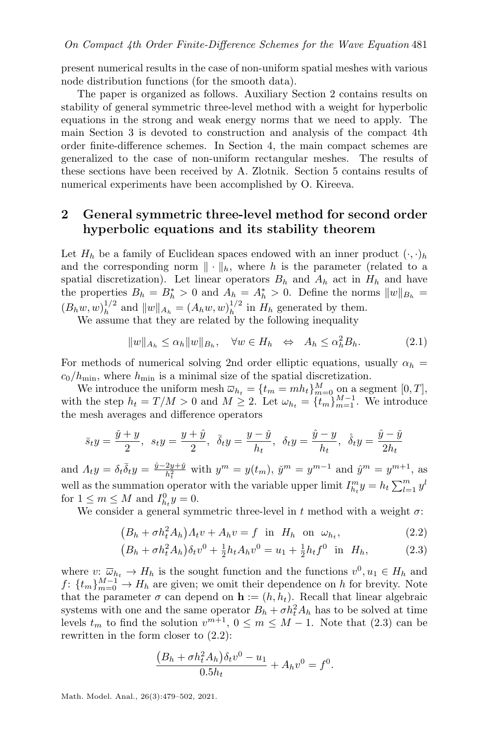present numerical results in the case of non-uniform spatial meshes with various node distribution functions (for the smooth data).

The paper is organized as follows. Auxiliary Section 2 contains results on stability of general symmetric three-level method with a weight for hyperbolic equations in the strong and weak energy norms that we need to apply. The main Section 3 is devoted to construction and analysis of the compact 4th order finite-difference schemes. In Section 4, the main compact schemes are generalized to the case of non-uniform rectangular meshes. The results of these sections have been received by A. Zlotnik. Section 5 contains results of numerical experiments have been accomplished by O. Kireeva.

## 2 General symmetric three-level method for second order hyperbolic equations and its stability theorem

Let $H_h$ be a family of Euclidean spaces endowed with an inner product $(\cdot,\cdot)_h$ and the corresponding norm $\|\cdot\|_h$, where $h$ is the parameter (related to a spatial discretization). Let linear operators $B_h$ and $A_h$ act in $H_h$ and have the properties $B_h = B_h^* > 0$ and $A_h = A_h^* > 0$. Define the norms $\|w\|_{B_h} = (B_h w, w)_h^{1/2}$ and $\|w\|_{A_h} = (A_h w, w)_h^{1/2}$ in $H_h$ generated by them.

We assume that they are related by the following inequality

$$\|w\|_{A_h} \le \alpha_h \|w\|_{B_h}, \quad \forall w \in H_h \quad \Leftrightarrow \quad A_h \le \alpha_h^2 B_h. \tag{2.1}$$

For methods of numerical solving 2nd order elliptic equations, usually $\alpha_h = c_0/h_{\min}$, where $h_{\min}$ is a minimal size of the spatial discretization.

We introduce the uniform mesh $\overline{\omega}_{h_t} = \{t_m = mh_t\}_{m=0}^M$ on a segment $[0,T]$, with the step $h_t = T/M > 0$ and $M \ge 2$. Let $\omega_{h_t} = \{t_m\}_{m=1}^{M-1}$. We introduce the mesh averages and difference operators

$$\bar{s}_t y = \frac{\check{y} + y}{2},\;\; s_t y = \frac{y + \hat{y}}{2},\;\; \bar{\delta}_t y = \frac{y - \check{y}}{h_t},\;\; \delta_t y = \frac{\hat{y} - y}{h_t},\;\; \mathring{\delta}_t y = \frac{\hat{y} - \check{y}}{2h_t}$$

and $\Lambda_t y = \delta_t \bar{\delta}_t y = \frac{\hat{y} - 2y + \check{y}}{h_t^2}$ with $y^m = y(t_m)$, $\check{y}^m = y^{m-1}$ and $\hat{y}^m = y^{m+1}$, as well as the summation operator with the variable upper limit $I_{h_t}^m y = h_t \sum_{l=1}^m y^l$ for $1 \le m \le M$ and $I_{h_t}^0 y = 0$.

We consider a general symmetric three-level in $t$ method with a weight $\sigma$:

$$\big(B_h + \sigma h_t^2 A_h\big)\Lambda_t v + A_h v = f \;\text{ in }\; H_h \;\text{ on }\; \omega_{h_t}, \tag{2.2}$$

$$\big(B_h + \sigma h_t^2 A_h\big)\delta_t v^0 + \tfrac{1}{2} h_t A_h v^0 = u_1 + \tfrac{1}{2} h_t f^0 \;\text{ in }\; H_h, \tag{2.3}$$

where $v$: $\overline{\omega}_{h_t} \to H_h$ is the sought function and the functions $v^0, u_1 \in H_h$ and $f$: $\{t_m\}_{m=0}^{M-1} \to H_h$ are given; we omit their dependence on $h$ for brevity. Note that the parameter $\sigma$ can depend on $\mathbf{h} := (h, h_t)$. Recall that linear algebraic systems with one and the same operator $B_h + \sigma h_t^2 A_h$ has to be solved at time levels $t_m$ to find the solution $v^{m+1}$, $0 \le m \le M-1$. Note that (2.3) can be rewritten in the form closer to (2.2):

$$\frac{\big(B_h + \sigma h_t^2 A_h\big)\delta_t v^0 - u_1}{0.5 h_t} + A_h v^0 = f^0.$$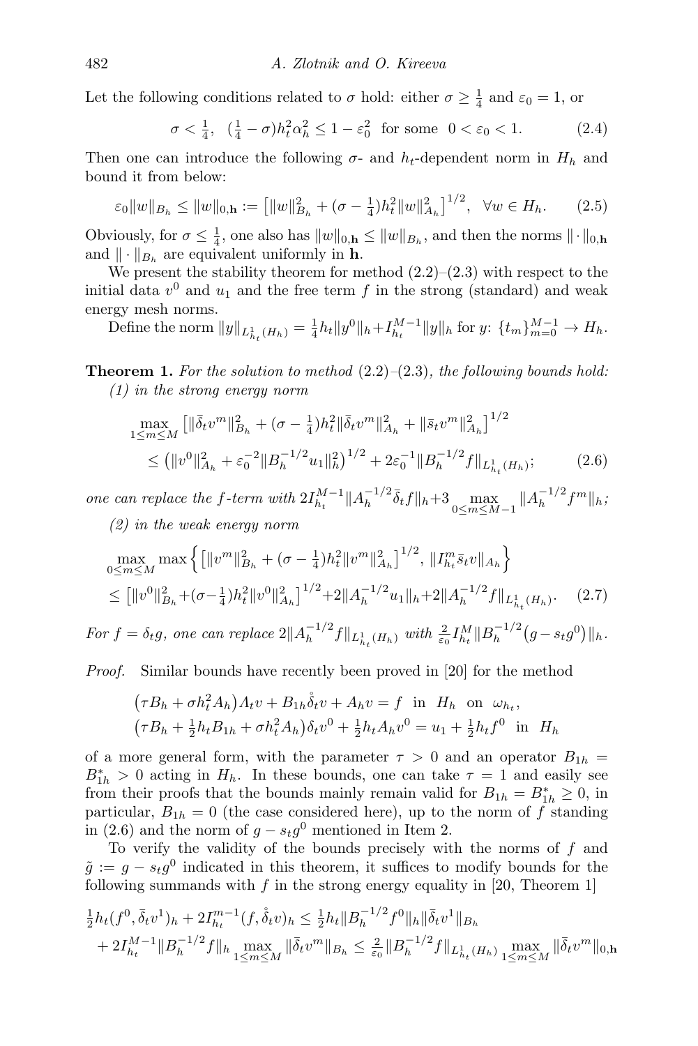Let the following conditions related to $\sigma$ hold: either $\sigma \geq \frac{1}{4}$ and $\varepsilon_0 = 1$, or

$$\sigma < \tfrac{1}{4}, \quad (\tfrac{1}{4} - \sigma) h_t^2 \alpha_h^2 \leq 1 - \varepsilon_0^2 \quad \text{for some} \quad 0 < \varepsilon_0 < 1. \tag{2.4}$$

Then one can introduce the following $\sigma$- and $h_t$-dependent norm in $H_h$ and bound it from below:

$$\varepsilon_0 \|w\|_{B_h} \leq \|w\|_{0,\mathbf{h}} := \big[\|w\|_{B_h}^2 + (\sigma - \tfrac{1}{4}) h_t^2 \|w\|_{A_h}^2\big]^{1/2}, \quad \forall w \in H_h. \tag{2.5}$$

Obviously, for $\sigma \leq \frac{1}{4}$, one also has $\|w\|_{0,\mathbf{h}} \leq \|w\|_{B_h}$, and then the norms $\|\cdot\|_{0,\mathbf{h}}$ and $\|\cdot\|_{B_h}$ are equivalent uniformly in $\mathbf{h}$.

We present the stability theorem for method (2.2)–(2.3) with respect to the initial data $v^0$ and $u_1$ and the free term $f$ in the strong (standard) and weak energy mesh norms.

Define the norm $\|y\|_{L^1_{h_t}(H_h)} = \frac{1}{4} h_t \|y^0\|_h + I_{h_t}^{M-1} \|y\|_h$ for $y$: $\{t_m\}_{m=0}^{M-1} \to H_h$.

**Theorem 1.** *For the solution to method* (2.2)–(2.3)*, the following bounds hold:*
*(1) in the strong energy norm*

$$\max_{1 \leq m \leq M} \big[\|\bar{\delta}_t v^m\|_{B_h}^2 + (\sigma - \tfrac{1}{4}) h_t^2 \|\bar{\delta}_t v^m\|_{A_h}^2 + \|\bar{s}_t v^m\|_{A_h}^2\big]^{1/2}$$
$$\leq \big(\|v^0\|_{A_h}^2 + \varepsilon_0^{-2} \|B_h^{-1/2} u_1\|_h^2\big)^{1/2} + 2\varepsilon_0^{-1} \|B_h^{-1/2} f\|_{L^1_{h_t}(H_h)}; \tag{2.6}$$

*one can replace the $f$-term with* $2 I_{h_t}^{M-1} \|A_h^{-1/2} \bar{\delta}_t f\|_h + 3 \max_{0 \leq m \leq M-1} \|A_h^{-1/2} f^m\|_h$*;*
*(2) in the weak energy norm*

$$\max_{0 \leq m \leq M} \max \Big\{ \big[\|v^m\|_{B_h}^2 + (\sigma - \tfrac{1}{4}) h_t^2 \|v^m\|_{A_h}^2\big]^{1/2}, \; \|I_{h_t}^m \bar{s}_t v\|_{A_h} \Big\}$$
$$\leq \big[\|v^0\|_{B_h}^2 + (\sigma - \tfrac{1}{4}) h_t^2 \|v^0\|_{A_h}^2\big]^{1/2} + 2\|A_h^{-1/2} u_1\|_h + 2\|A_h^{-1/2} f\|_{L^1_{h_t}(H_h)}. \tag{2.7}$$

*For $f = \delta_t g$, one can replace* $2\|A_h^{-1/2} f\|_{L^1_{h_t}(H_h)}$ *with* $\frac{2}{\varepsilon_0} I_{h_t}^M \|B_h^{-1/2}\big(g - s_t g^0\big)\|_h$.

*Proof.* Similar bounds have recently been proved in [20] for the method

$$\big(\tau B_h + \sigma h_t^2 A_h\big) \Lambda_t v + B_{1h} \mathring{\delta}_t v + A_h v = f \quad \text{in} \quad H_h \quad \text{on} \quad \omega_{h_t},$$
$$\big(\tau B_h + \tfrac{1}{2} h_t B_{1h} + \sigma h_t^2 A_h\big) \delta_t v^0 + \tfrac{1}{2} h_t A_h v^0 = u_1 + \tfrac{1}{2} h_t f^0 \quad \text{in} \quad H_h$$

of a more general form, with the parameter $\tau > 0$ and an operator $B_{1h} = B_{1h}^* > 0$ acting in $H_h$. In these bounds, one can take $\tau = 1$ and easily see from their proofs that the bounds mainly remain valid for $B_{1h} = B_{1h}^* \geq 0$, in particular, $B_{1h} = 0$ (the case considered here), up to the norm of $f$ standing in (2.6) and the norm of $g - s_t g^0$ mentioned in Item 2.

To verify the validity of the bounds precisely with the norms of $f$ and $\tilde{g} := g - s_t g^0$ indicated in this theorem, it suffices to modify bounds for the following summands with $f$ in the strong energy equality in [20, Theorem 1]

$$\tfrac{1}{2} h_t (f^0, \bar{\delta}_t v^1)_h + 2 I_{h_t}^{m-1} (f, \mathring{\delta}_t v)_h \leq \tfrac{1}{2} h_t \|B_h^{-1/2} f^0\|_h \|\bar{\delta}_t v^1\|_{B_h}$$
$$+ 2 I_{h_t}^{M-1} \|B_h^{-1/2} f\|_h \max_{1 \leq m \leq M} \|\bar{\delta}_t v^m\|_{B_h} \leq \tfrac{2}{\varepsilon_0} \|B_h^{-1/2} f\|_{L^1_{h_t}(H_h)} \max_{1 \leq m \leq M} \|\bar{\delta}_t v^m\|_{0,\mathbf{h}}$$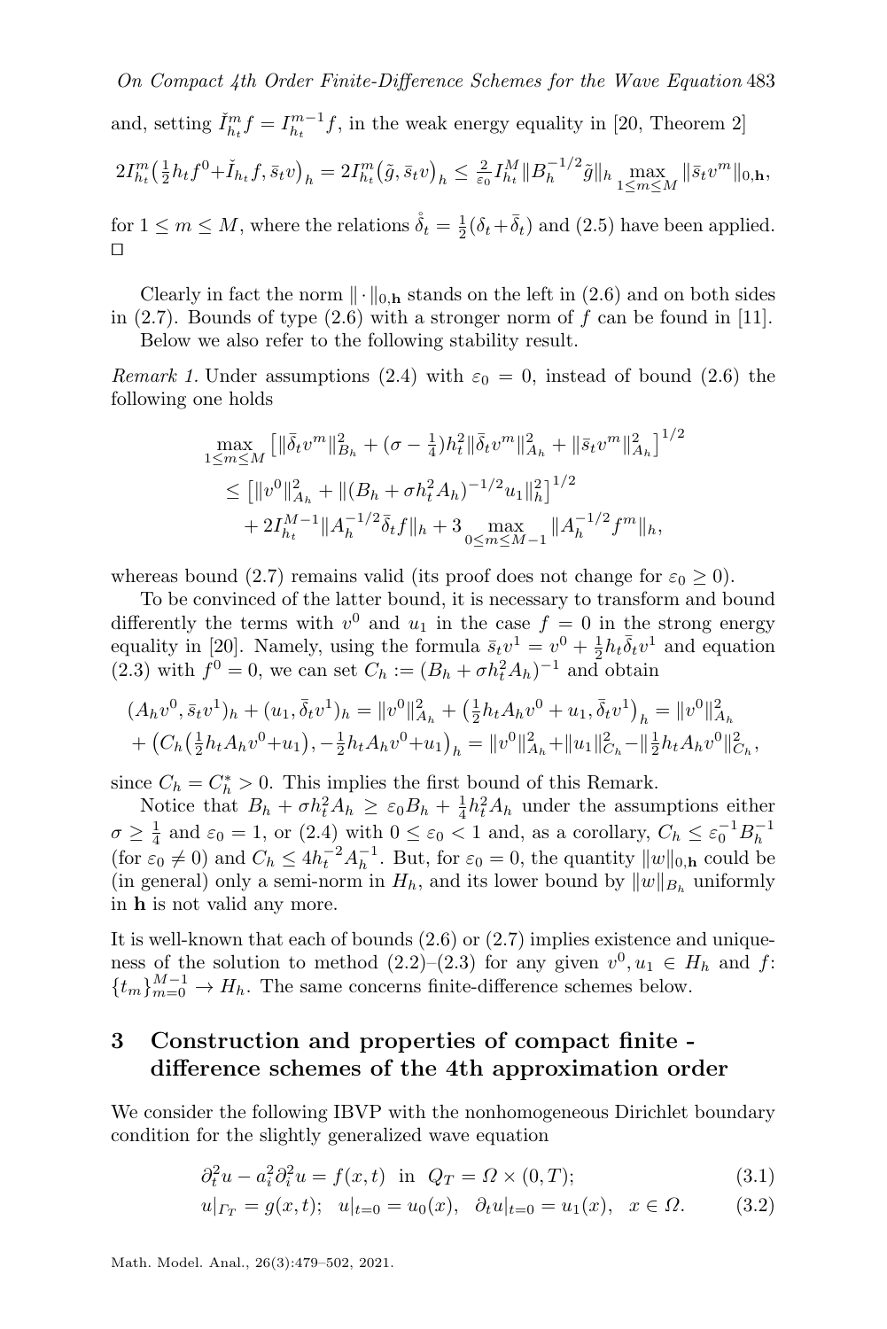and, setting $\check{I}^m_{h_t} f = I^{m-1}_{h_t} f$, in the weak energy equality in [20, Theorem 2]

$$2I^m_{h_t}\big(\tfrac{1}{2}h_t f^0 + \check{I}_{h_t} f, \bar{s}_t v\big)_h = 2I^m_{h_t}\big(\tilde{g}, \bar{s}_t v\big)_h \le \tfrac{2}{\varepsilon_0} I^M_{h_t} \|B_h^{-1/2}\tilde{g}\|_h \max_{1\le m\le M} \|\bar{s}_t v^m\|_{0,\mathbf{h}},$$

for $1 \le m \le M$, where the relations $\mathring{\delta}_t = \frac{1}{2}(\delta_t + \bar{\delta}_t)$ and (2.5) have been applied. □

Clearly in fact the norm $\|\cdot\|_{0,\mathbf{h}}$ stands on the left in (2.6) and on both sides in (2.7). Bounds of type (2.6) with a stronger norm of $f$ can be found in [11].

Below we also refer to the following stability result.

*Remark 1.* Under assumptions (2.4) with $\varepsilon_0 = 0$, instead of bound (2.6) the following one holds

$$\begin{aligned}
&\max_{1\le m\le M} \big[\|\bar{\delta}_t v^m\|^2_{B_h} + (\sigma - \tfrac{1}{4})h_t^2 \|\bar{\delta}_t v^m\|^2_{A_h} + \|\bar{s}_t v^m\|^2_{A_h}\big]^{1/2} \\
&\quad \le \big[\|v^0\|^2_{A_h} + \|(B_h + \sigma h_t^2 A_h)^{-1/2} u_1\|_h^2\big]^{1/2} \\
&\qquad + 2I^{M-1}_{h_t}\|A_h^{-1/2}\bar{\delta}_t f\|_h + 3\max_{0\le m\le M-1}\|A_h^{-1/2} f^m\|_h,
\end{aligned}$$

whereas bound (2.7) remains valid (its proof does not change for $\varepsilon_0 \ge 0$).

To be convinced of the latter bound, it is necessary to transform and bound differently the terms with $v^0$ and $u_1$ in the case $f = 0$ in the strong energy equality in [20]. Namely, using the formula $\bar{s}_t v^1 = v^0 + \frac{1}{2}h_t \bar{\delta}_t v^1$ and equation (2.3) with $f^0 = 0$, we can set $C_h := (B_h + \sigma h_t^2 A_h)^{-1}$ and obtain

$$\begin{aligned}
&(A_h v^0, \bar{s}_t v^1)_h + (u_1, \bar{\delta}_t v^1)_h = \|v^0\|^2_{A_h} + \big(\tfrac{1}{2}h_t A_h v^0 + u_1, \bar{\delta}_t v^1\big)_h = \|v^0\|^2_{A_h} \\
&+ \big(C_h\big(\tfrac{1}{2}h_t A_h v^0 + u_1\big), -\tfrac{1}{2}h_t A_h v^0 + u_1\big)_h = \|v^0\|^2_{A_h} + \|u_1\|^2_{C_h} - \|\tfrac{1}{2}h_t A_h v^0\|^2_{C_h},
\end{aligned}$$

since $C_h = C_h^* > 0$. This implies the first bound of this Remark.

Notice that $B_h + \sigma h_t^2 A_h \ge \varepsilon_0 B_h + \frac{1}{4}h_t^2 A_h$ under the assumptions either $\sigma \ge \frac{1}{4}$ and $\varepsilon_0 = 1$, or (2.4) with $0 \le \varepsilon_0 < 1$ and, as a corollary, $C_h \le \varepsilon_0^{-1} B_h^{-1}$ (for $\varepsilon_0 \ne 0$) and $C_h \le 4h_t^{-2} A_h^{-1}$. But, for $\varepsilon_0 = 0$, the quantity $\|w\|_{0,\mathbf{h}}$ could be (in general) only a semi-norm in $H_h$, and its lower bound by $\|w\|_{B_h}$ uniformly in $\mathbf{h}$ is not valid any more.

It is well-known that each of bounds (2.6) or (2.7) implies existence and uniqueness of the solution to method (2.2)–(2.3) for any given $v^0, u_1 \in H_h$ and $f$: $\{t_m\}_{m=0}^{M-1} \to H_h$. The same concerns finite-difference schemes below.

## 3 Construction and properties of compact finite - difference schemes of the 4th approximation order

We consider the following IBVP with the nonhomogeneous Dirichlet boundary condition for the slightly generalized wave equation

$$\partial_t^2 u - a_i^2 \partial_i^2 u = f(x,t) \ \text{ in } \ Q_T = \Omega \times (0,T); \tag{3.1}$$

$$u|_{\Gamma_T} = g(x,t); \quad u|_{t=0} = u_0(x), \quad \partial_t u|_{t=0} = u_1(x), \quad x \in \Omega. \tag{3.2}$$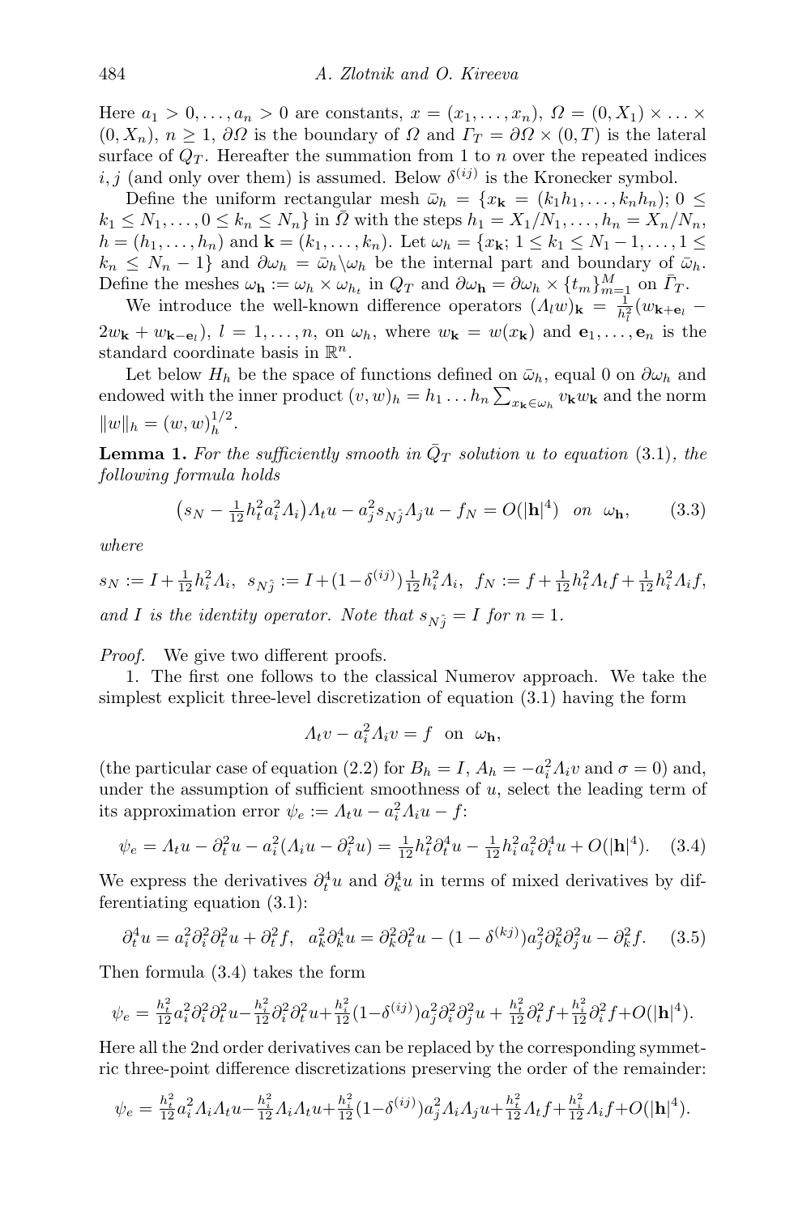Here $a_1 > 0, \dots, a_n > 0$ are constants, $x = (x_1, \dots, x_n)$, $\Omega = (0, X_1) \times \dots \times (0, X_n)$, $n \geq 1$, $\partial\Omega$ is the boundary of $\Omega$ and $\Gamma_T = \partial\Omega \times (0, T)$ is the lateral surface of $Q_T$. Hereafter the summation from 1 to $n$ over the repeated indices $i, j$ (and only over them) is assumed. Below $\delta^{(ij)}$ is the Kronecker symbol.

Define the uniform rectangular mesh $\bar\omega_h = \{x_{\mathbf{k}} = (k_1 h_1, \dots, k_n h_n);\ 0 \leq k_1 \leq N_1, \dots, 0 \leq k_n \leq N_n\}$ in $\bar\Omega$ with the steps $h_1 = X_1/N_1, \dots, h_n = X_n/N_n$, $h = (h_1, \dots, h_n)$ and $\mathbf{k} = (k_1, \dots, k_n)$. Let $\omega_h = \{x_{\mathbf{k}};\ 1 \leq k_1 \leq N_1 - 1, \dots, 1 \leq k_n \leq N_n - 1\}$ and $\partial\omega_h = \bar\omega_h \backslash \omega_h$ be the internal part and boundary of $\bar\omega_h$. Define the meshes $\omega_{\mathbf{h}} := \omega_h \times \omega_{h_t}$ in $Q_T$ and $\partial\omega_{\mathbf{h}} = \partial\omega_h \times \{t_m\}_{m=1}^M$ on $\bar\Gamma_T$.

We introduce the well-known difference operators $(\Lambda_l w)_{\mathbf{k}} = \frac{1}{h_l^2}(w_{\mathbf{k}+\mathbf{e}_l} - 2w_{\mathbf{k}} + w_{\mathbf{k}-\mathbf{e}_l})$, $l = 1, \dots, n$, on $\omega_h$, where $w_{\mathbf{k}} = w(x_{\mathbf{k}})$ and $\mathbf{e}_1, \dots, \mathbf{e}_n$ is the standard coordinate basis in $\mathbb{R}^n$.

Let below $H_h$ be the space of functions defined on $\bar\omega_h$, equal 0 on $\partial\omega_h$ and endowed with the inner product $(v, w)_h = h_1 \dots h_n \sum_{x_{\mathbf{k}} \in \omega_h} v_{\mathbf{k}} w_{\mathbf{k}}$ and the norm $\|w\|_h = (w, w)_h^{1/2}$.

**Lemma 1.** *For the sufficiently smooth in $\bar Q_T$ solution $u$ to equation* (3.1)*, the following formula holds*

$$\big(s_N - \tfrac{1}{12}h_t^2 a_i^2 \Lambda_i\big)\Lambda_t u - a_j^2 s_{N\hat{j}} \Lambda_j u - f_N = O(|\mathbf{h}|^4) \quad \text{on } \omega_{\mathbf{h}}, \tag{3.3}$$

*where*

$$s_N := I + \tfrac{1}{12}h_i^2\Lambda_i,\ \ s_{N\hat{j}} := I + (1-\delta^{(ij)})\tfrac{1}{12}h_i^2\Lambda_i,\ \ f_N := f + \tfrac{1}{12}h_t^2\Lambda_t f + \tfrac{1}{12}h_i^2\Lambda_i f,$$

*and $I$ is the identity operator. Note that $s_{N\hat{j}} = I$ for $n = 1$.*

*Proof.* We give two different proofs.

1. The first one follows to the classical Numerov approach. We take the simplest explicit three-level discretization of equation (3.1) having the form

$$\Lambda_t v - a_i^2 \Lambda_i v = f \quad \text{on } \omega_{\mathbf{h}},$$

(the particular case of equation (2.2) for $B_h = I$, $A_h = -a_i^2\Lambda_i v$ and $\sigma = 0$) and, under the assumption of sufficient smoothness of $u$, select the leading term of its approximation error $\psi_e := \Lambda_t u - a_i^2\Lambda_i u - f$:

$$\psi_e = \Lambda_t u - \partial_t^2 u - a_i^2(\Lambda_i u - \partial_i^2 u) = \tfrac{1}{12}h_t^2\partial_t^4 u - \tfrac{1}{12}h_i^2 a_i^2 \partial_i^4 u + O(|\mathbf{h}|^4). \tag{3.4}$$

We express the derivatives $\partial_t^4 u$ and $\partial_k^4 u$ in terms of mixed derivatives by differentiating equation (3.1):

$$\partial_t^4 u = a_i^2 \partial_i^2 \partial_t^2 u + \partial_t^2 f, \quad a_k^2 \partial_k^4 u = \partial_k^2 \partial_t^2 u - (1 - \delta^{(kj)}) a_j^2 \partial_k^2 \partial_j^2 u - \partial_k^2 f. \tag{3.5}$$

Then formula (3.4) takes the form

$$\psi_e = \tfrac{h_t^2}{12} a_i^2 \partial_i^2 \partial_t^2 u - \tfrac{h_i^2}{12}\partial_i^2\partial_t^2 u + \tfrac{h_i^2}{12}(1-\delta^{(ij)}) a_j^2 \partial_i^2 \partial_j^2 u + \tfrac{h_t^2}{12}\partial_t^2 f + \tfrac{h_i^2}{12}\partial_i^2 f + O(|\mathbf{h}|^4).$$

Here all the 2nd order derivatives can be replaced by the corresponding symmetric three-point difference discretizations preserving the order of the remainder:

$$\psi_e = \tfrac{h_t^2}{12} a_i^2 \Lambda_i \Lambda_t u - \tfrac{h_i^2}{12}\Lambda_i \Lambda_t u + \tfrac{h_i^2}{12}(1-\delta^{(ij)}) a_j^2 \Lambda_i \Lambda_j u + \tfrac{h_t^2}{12}\Lambda_t f + \tfrac{h_i^2}{12}\Lambda_i f + O(|\mathbf{h}|^4).$$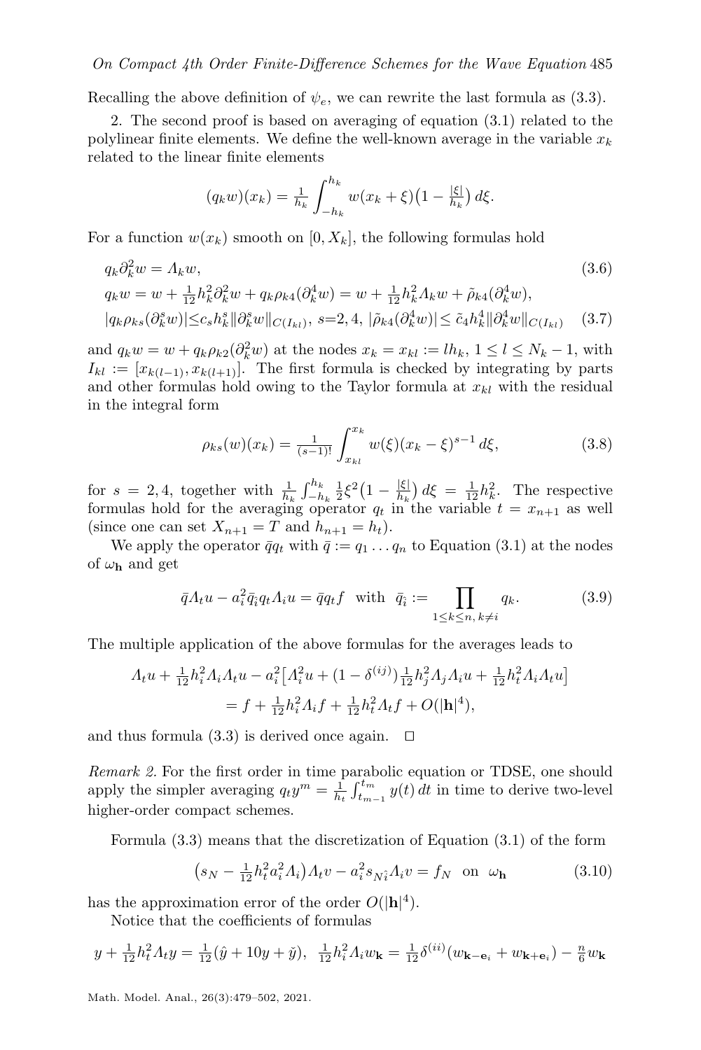Recalling the above definition of $\psi_e$, we can rewrite the last formula as (3.3).

2. The second proof is based on averaging of equation (3.1) related to the polylinear finite elements. We define the well-known average in the variable $x_k$ related to the linear finite elements

$$(q_k w)(x_k) = \tfrac{1}{h_k}\int_{-h_k}^{h_k} w(x_k+\xi)\big(1-\tfrac{|\xi|}{h_k}\big)\,d\xi.$$

For a function $w(x_k)$ smooth on $[0, X_k]$, the following formulas hold

$$q_k\partial_k^2 w = \Lambda_k w, \tag{3.6}$$

$$q_k w = w + \tfrac{1}{12}h_k^2\partial_k^2 w + q_k\rho_{k4}(\partial_k^4 w) = w + \tfrac{1}{12}h_k^2\Lambda_k w + \tilde{\rho}_{k4}(\partial_k^4 w),$$

$$|q_k\rho_{ks}(\partial_k^s w)| \le c_s h_k^s\|\partial_k^s w\|_{C(I_{kl})},\ s{=}2,4,\ |\tilde{\rho}_{k4}(\partial_k^4 w)| \le \tilde{c}_4 h_k^4\|\partial_k^4 w\|_{C(I_{kl})} \tag{3.7}$$

and $q_k w = w + q_k\rho_{k2}(\partial_k^2 w)$ at the nodes $x_k = x_{kl} := lh_k$, $1 \le l \le N_k-1$, with $I_{kl} := [x_{k(l-1)}, x_{k(l+1)}]$. The first formula is checked by integrating by parts and other formulas hold owing to the Taylor formula at $x_{kl}$ with the residual in the integral form

$$\rho_{ks}(w)(x_k) = \tfrac{1}{(s-1)!}\int_{x_{kl}}^{x_k} w(\xi)(x_k-\xi)^{s-1}\,d\xi, \tag{3.8}$$

for $s = 2, 4$, together with $\frac{1}{h_k}\int_{-h_k}^{h_k}\frac{1}{2}\xi^2\big(1-\frac{|\xi|}{h_k}\big)\,d\xi = \frac{1}{12}h_k^2$. The respective formulas hold for the averaging operator $q_t$ in the variable $t = x_{n+1}$ as well (since one can set $X_{n+1} = T$ and $h_{n+1} = h_t$).

We apply the operator $\bar{q}q_t$ with $\bar{q} := q_1\dots q_n$ to Equation (3.1) at the nodes of $\omega_{\mathbf{h}}$ and get

$$\bar{q}\Lambda_t u - a_i^2\bar{q}_{\hat{i}}q_t\Lambda_i u = \bar{q}q_t f \quad\text{with}\quad \bar{q}_{\hat{i}} := \prod_{1\le k\le n,\,k\ne i} q_k. \tag{3.9}$$

The multiple application of the above formulas for the averages leads to

$$\Lambda_t u + \tfrac{1}{12}h_i^2\Lambda_i\Lambda_t u - a_i^2\big[\Lambda_i^2 u + (1-\delta^{(ij)})\tfrac{1}{12}h_j^2\Lambda_j\Lambda_i u + \tfrac{1}{12}h_t^2\Lambda_i\Lambda_t u\big]$$
$$= f + \tfrac{1}{12}h_i^2\Lambda_i f + \tfrac{1}{12}h_t^2\Lambda_t f + O(|\mathbf{h}|^4),$$

and thus formula (3.3) is derived once again. $\square$

*Remark 2.* For the first order in time parabolic equation or TDSE, one should apply the simpler averaging $q_t y^m = \frac{1}{h_t}\int_{t_{m-1}}^{t_m} y(t)\,dt$ in time to derive two-level higher-order compact schemes.

Formula (3.3) means that the discretization of Equation (3.1) of the form

$$\big(s_N - \tfrac{1}{12}h_t^2 a_i^2\Lambda_i\big)\Lambda_t v - a_i^2 s_{N\hat{i}}\Lambda_i v = f_N \quad\text{on}\quad \omega_{\mathbf{h}} \tag{3.10}$$

has the approximation error of the order $O(|\mathbf{h}|^4)$.

Notice that the coefficients of formulas

$$y + \tfrac{1}{12}h_t^2\Lambda_t y = \tfrac{1}{12}(\hat{y} + 10y + \check{y}),\quad \tfrac{1}{12}h_i^2\Lambda_i w_{\mathbf{k}} = \tfrac{1}{12}\delta^{(ii)}(w_{\mathbf{k}-\mathbf{e}_i} + w_{\mathbf{k}+\mathbf{e}_i}) - \tfrac{n}{6}w_{\mathbf{k}}$$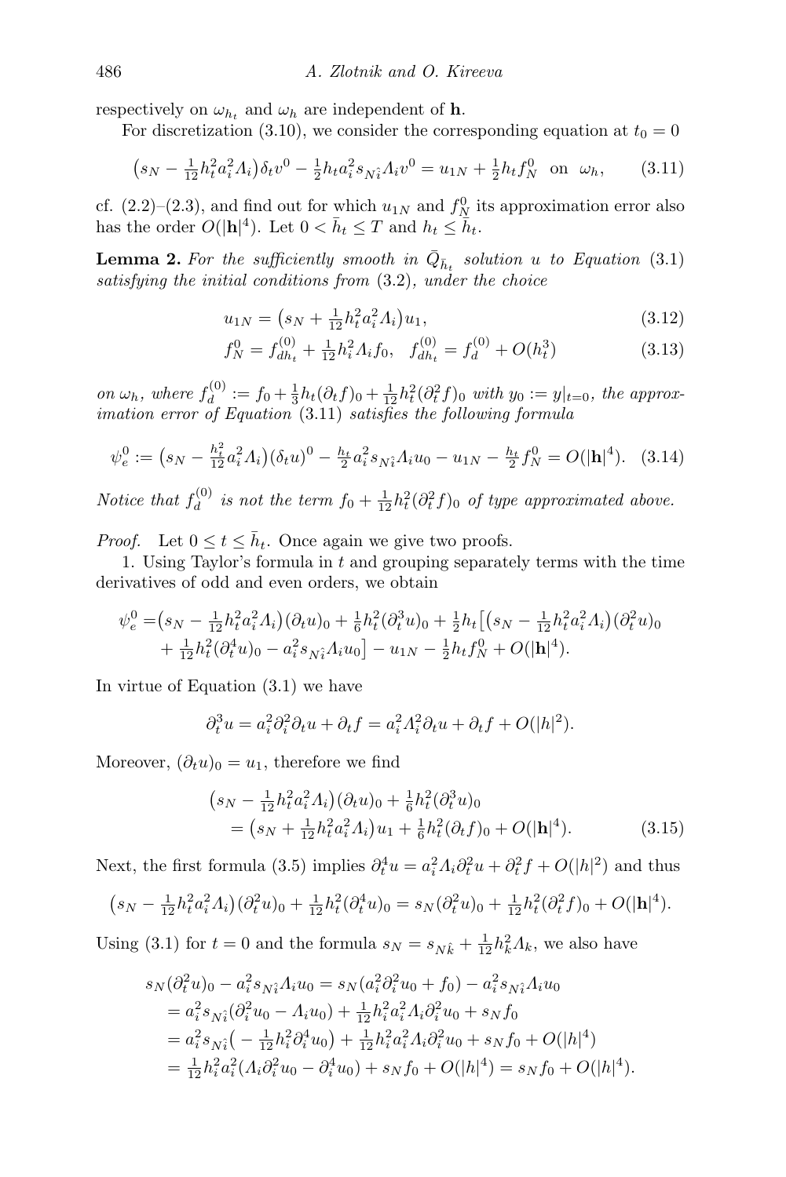respectively on $\omega_{h_t}$ and $\omega_h$ are independent of $\mathbf{h}$.

For discretization (3.10), we consider the corresponding equation at $t_0 = 0$

$$\big(s_N - \tfrac{1}{12}h_t^2 a_i^2 \Lambda_i\big)\delta_t v^0 - \tfrac{1}{2}h_t a_i^2 s_{N\hat{i}}\Lambda_i v^0 = u_{1N} + \tfrac{1}{2}h_t f_N^0 \quad \text{on} \ \ \omega_h, \qquad (3.11)$$

cf. (2.2)–(2.3), and find out for which $u_{1N}$ and $f_N^0$ its approximation error also has the order $O(|\mathbf{h}|^4)$. Let $0 < \bar{h}_t \le T$ and $h_t \le \bar{h}_t$.

**Lemma 2.** *For the sufficiently smooth in $\bar{Q}_{\bar{h}_t}$ solution $u$ to Equation* (3.1) *satisfying the initial conditions from* (3.2)*, under the choice*

$$u_{1N} = \big(s_N + \tfrac{1}{12}h_t^2 a_i^2 \Lambda_i\big)u_1, \qquad (3.12)$$

$$f_N^0 = f_{dh_t}^{(0)} + \tfrac{1}{12}h_i^2 \Lambda_i f_0, \quad f_{dh_t}^{(0)} = f_d^{(0)} + O(h_t^3) \qquad (3.13)$$

*on $\omega_h$, where $f_d^{(0)} := f_0 + \frac{1}{3}h_t(\partial_t f)_0 + \frac{1}{12}h_t^2(\partial_t^2 f)_0$ with $y_0 := y|_{t=0}$, the approximation error of Equation* (3.11) *satisfies the following formula*

$$\psi_e^0 := \big(s_N - \tfrac{h_t^2}{12}a_i^2\Lambda_i\big)(\delta_t u)^0 - \tfrac{h_t}{2}a_i^2 s_{N\hat{i}}\Lambda_i u_0 - u_{1N} - \tfrac{h_t}{2}f_N^0 = O(|\mathbf{h}|^4). \quad (3.14)$$

*Notice that $f_d^{(0)}$ is not the term $f_0 + \frac{1}{12}h_t^2(\partial_t^2 f)_0$ of type approximated above.*

*Proof.* Let $0 \le t \le \bar{h}_t$. Once again we give two proofs.

1. Using Taylor's formula in $t$ and grouping separately terms with the time derivatives of odd and even orders, we obtain

$$\begin{aligned}\psi_e^0 =& \big(s_N - \tfrac{1}{12}h_t^2 a_i^2\Lambda_i\big)(\partial_t u)_0 + \tfrac{1}{6}h_t^2(\partial_t^3 u)_0 + \tfrac{1}{2}h_t\Big[\big(s_N - \tfrac{1}{12}h_t^2 a_i^2\Lambda_i\big)(\partial_t^2 u)_0 \\ &+ \tfrac{1}{12}h_t^2(\partial_t^4 u)_0 - a_i^2 s_{N\hat{i}}\Lambda_i u_0\Big] - u_{1N} - \tfrac{1}{2}h_t f_N^0 + O(|\mathbf{h}|^4).\end{aligned}$$

In virtue of Equation (3.1) we have

$$\partial_t^3 u = a_i^2\partial_i^2\partial_t u + \partial_t f = a_i^2\Lambda_i^2\partial_t u + \partial_t f + O(|h|^2).$$

Moreover, $(\partial_t u)_0 = u_1$, therefore we find

$$\begin{aligned}&\big(s_N - \tfrac{1}{12}h_t^2 a_i^2\Lambda_i\big)(\partial_t u)_0 + \tfrac{1}{6}h_t^2(\partial_t^3 u)_0 \\ &\quad = \big(s_N + \tfrac{1}{12}h_t^2 a_i^2\Lambda_i\big)u_1 + \tfrac{1}{6}h_t^2(\partial_t f)_0 + O(|\mathbf{h}|^4). \qquad (3.15)\end{aligned}$$

Next, the first formula (3.5) implies $\partial_t^4 u = a_i^2\Lambda_i\partial_t^2 u + \partial_t^2 f + O(|h|^2)$ and thus

$$\big(s_N - \tfrac{1}{12}h_t^2 a_i^2\Lambda_i\big)(\partial_t^2 u)_0 + \tfrac{1}{12}h_t^2(\partial_t^4 u)_0 = s_N(\partial_t^2 u)_0 + \tfrac{1}{12}h_t^2(\partial_t^2 f)_0 + O(|\mathbf{h}|^4).$$

Using (3.1) for $t = 0$ and the formula $s_N = s_{N\hat{k}} + \frac{1}{12}h_k^2\Lambda_k$, we also have

$$\begin{aligned}s_N(\partial_t^2 u)_0 - a_i^2 s_{N\hat{i}}\Lambda_i u_0 &= s_N(a_i^2\partial_i^2 u_0 + f_0) - a_i^2 s_{N\hat{i}}\Lambda_i u_0 \\ &= a_i^2 s_{N\hat{i}}(\partial_i^2 u_0 - \Lambda_i u_0) + \tfrac{1}{12}h_i^2 a_i^2\Lambda_i\partial_i^2 u_0 + s_N f_0 \\ &= a_i^2 s_{N\hat{i}}\big(-\tfrac{1}{12}h_i^2\partial_i^4 u_0\big) + \tfrac{1}{12}h_i^2 a_i^2\Lambda_i\partial_i^2 u_0 + s_N f_0 + O(|h|^4) \\ &= \tfrac{1}{12}h_i^2 a_i^2(\Lambda_i\partial_i^2 u_0 - \partial_i^4 u_0) + s_N f_0 + O(|h|^4) = s_N f_0 + O(|h|^4).\end{aligned}$$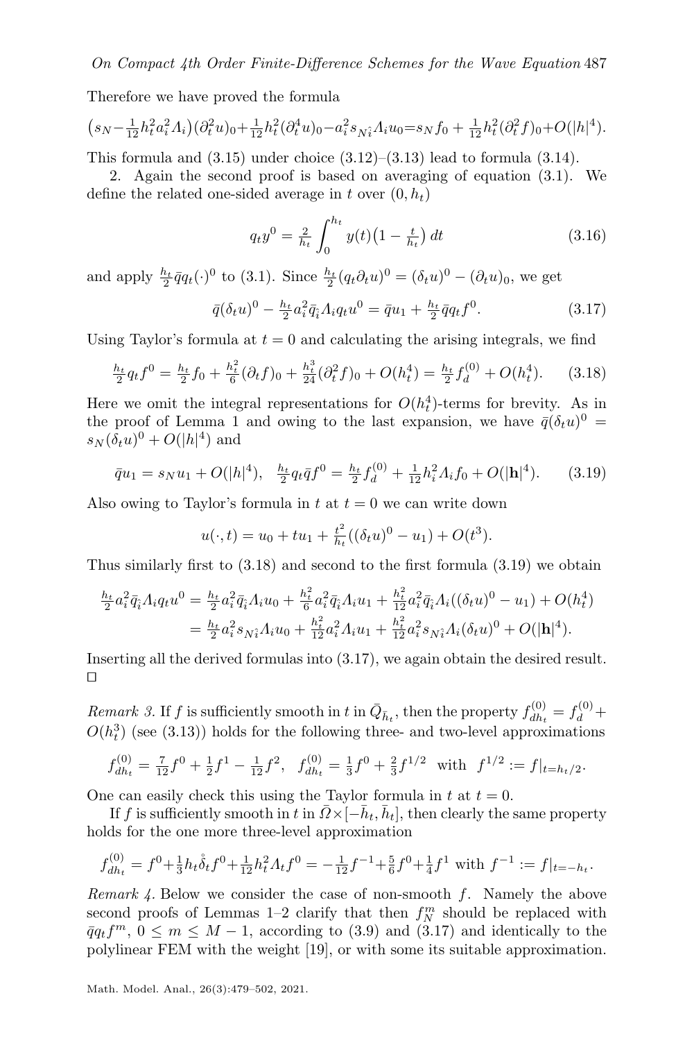Therefore we have proved the formula

$$\big(s_N - \tfrac{1}{12}h_t^2 a_i^2 \Lambda_i\big)(\partial_t^2 u)_0 + \tfrac{1}{12}h_t^2(\partial_t^4 u)_0 - a_i^2 s_{N\hat{i}} \Lambda_i u_0 = s_N f_0 + \tfrac{1}{12}h_t^2(\partial_t^2 f)_0 + O(|h|^4).$$

This formula and (3.15) under choice (3.12)–(3.13) lead to formula (3.14).

2. Again the second proof is based on averaging of equation (3.1). We define the related one-sided average in $t$ over $(0, h_t)$

$$q_t y^0 = \tfrac{2}{h_t}\int_0^{h_t} y(t)\big(1 - \tfrac{t}{h_t}\big)\,dt \tag{3.16}$$

and apply $\frac{h_t}{2}\bar{q}q_t(\cdot)^0$ to (3.1). Since $\frac{h_t}{2}(q_t\partial_t u)^0 = (\delta_t u)^0 - (\partial_t u)_0$, we get

$$\bar{q}(\delta_t u)^0 - \tfrac{h_t}{2}a_i^2 \bar{q}_{\hat{i}} \Lambda_i q_t u^0 = \bar{q}u_1 + \tfrac{h_t}{2}\bar{q}q_t f^0. \tag{3.17}$$

Using Taylor's formula at $t = 0$ and calculating the arising integrals, we find

$$\tfrac{h_t}{2}q_t f^0 = \tfrac{h_t}{2}f_0 + \tfrac{h_t^2}{6}(\partial_t f)_0 + \tfrac{h_t^3}{24}(\partial_t^2 f)_0 + O(h_t^4) = \tfrac{h_t}{2}f_d^{(0)} + O(h_t^4). \tag{3.18}$$

Here we omit the integral representations for $O(h_t^4)$-terms for brevity. As in the proof of Lemma 1 and owing to the last expansion, we have $\bar{q}(\delta_t u)^0 = s_N(\delta_t u)^0 + O(|h|^4)$ and

$$\bar{q}u_1 = s_N u_1 + O(|h|^4), \quad \tfrac{h_t}{2}q_t\bar{q}f^0 = \tfrac{h_t}{2}f_d^{(0)} + \tfrac{1}{12}h_i^2\Lambda_i f_0 + O(|\mathbf{h}|^4). \tag{3.19}$$

Also owing to Taylor's formula in $t$ at $t = 0$ we can write down

$$u(\cdot, t) = u_0 + tu_1 + \tfrac{t^2}{h_t}((\delta_t u)^0 - u_1) + O(t^3).$$

Thus similarly first to (3.18) and second to the first formula (3.19) we obtain

$$\begin{aligned}
\tfrac{h_t}{2}a_i^2\bar{q}_{\hat{i}}\Lambda_i q_t u^0 &= \tfrac{h_t}{2}a_i^2\bar{q}_{\hat{i}}\Lambda_i u_0 + \tfrac{h_t^2}{6}a_i^2\bar{q}_{\hat{i}}\Lambda_i u_1 + \tfrac{h_t^2}{12}a_i^2\bar{q}_{\hat{i}}\Lambda_i((\delta_t u)^0 - u_1) + O(h_t^4) \\
&= \tfrac{h_t}{2}a_i^2 s_{N\hat{i}}\Lambda_i u_0 + \tfrac{h_t^2}{12}a_i^2\Lambda_i u_1 + \tfrac{h_t^2}{12}a_i^2 s_{N\hat{i}}\Lambda_i(\delta_t u)^0 + O(|\mathbf{h}|^4).
\end{aligned}$$

Inserting all the derived formulas into (3.17), we again obtain the desired result. □

*Remark 3.* If $f$ is sufficiently smooth in $t$ in $\bar{Q}_{\bar{h}_t}$, then the property $f_{dh_t}^{(0)} = f_d^{(0)} + O(h_t^3)$ (see (3.13)) holds for the following three- and two-level approximations

$$f_{dh_t}^{(0)} = \tfrac{7}{12}f^0 + \tfrac{1}{2}f^1 - \tfrac{1}{12}f^2, \quad f_{dh_t}^{(0)} = \tfrac{1}{3}f^0 + \tfrac{2}{3}f^{1/2} \ \text{ with } \ f^{1/2} := f|_{t=h_t/2}.$$

One can easily check this using the Taylor formula in $t$ at $t = 0$.

If $f$ is sufficiently smooth in $t$ in $\bar{\Omega}\times[-\bar{h}_t, \bar{h}_t]$, then clearly the same property holds for the one more three-level approximation

$$f_{dh_t}^{(0)} = f^0 + \tfrac{1}{3}h_t\mathring{\delta}_t f^0 + \tfrac{1}{12}h_t^2\Lambda_t f^0 = -\tfrac{1}{12}f^{-1} + \tfrac{5}{6}f^0 + \tfrac{1}{4}f^1 \text{ with } f^{-1} := f|_{t=-h_t}.$$

*Remark 4.* Below we consider the case of non-smooth $f$. Namely the above second proofs of Lemmas 1–2 clarify that then $f_N^m$ should be replaced with $\bar{q}q_t f^m$, $0 \le m \le M-1$, according to (3.9) and (3.17) and identically to the polylinear FEM with the weight [19], or with some its suitable approximation.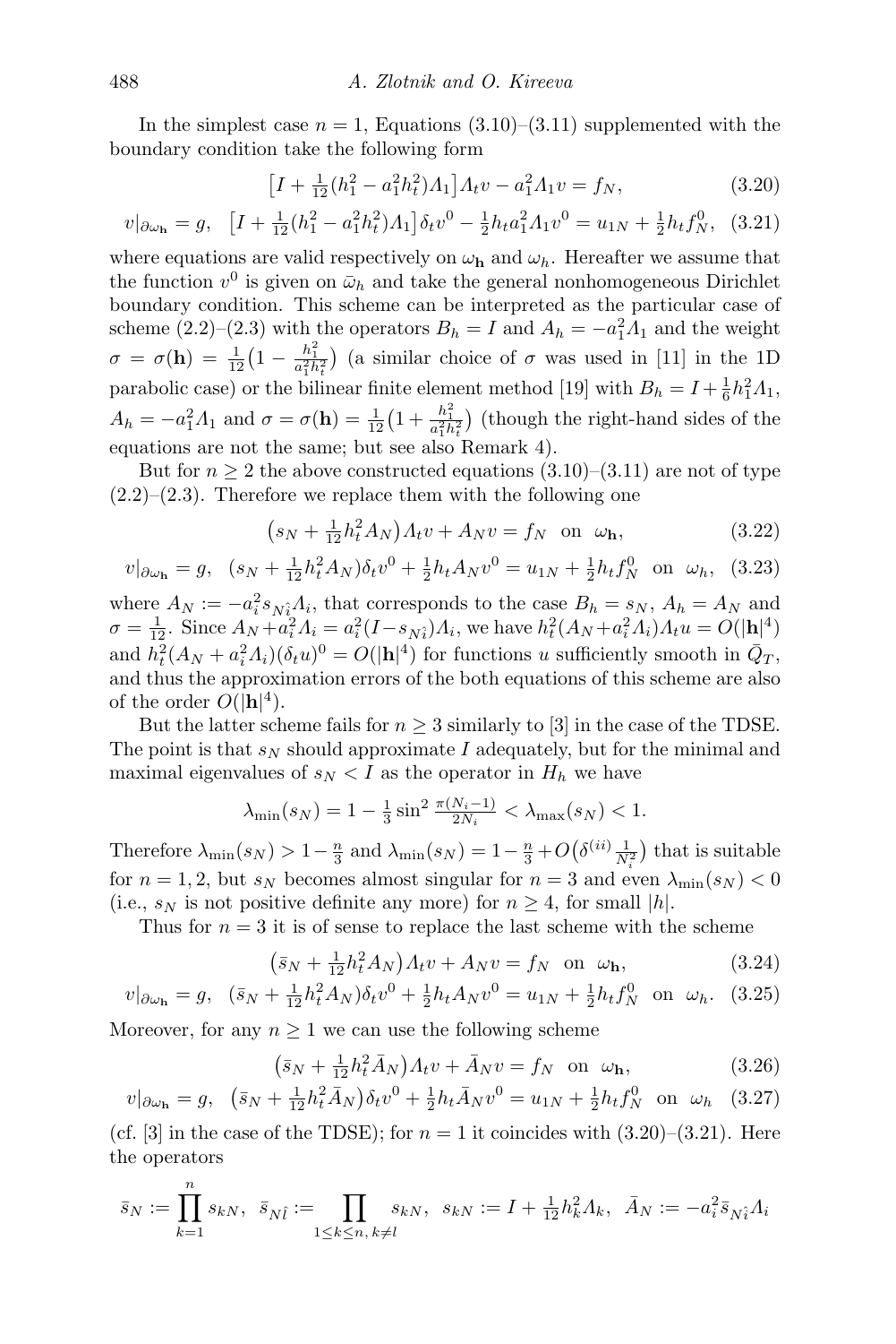In the simplest case $n = 1$, Equations (3.10)–(3.11) supplemented with the boundary condition take the following form

$$\big[I + \tfrac{1}{12}(h_1^2 - a_1^2 h_t^2)\Lambda_1\big]\Lambda_t v - a_1^2 \Lambda_1 v = f_N, \tag{3.20}$$

$$v|_{\partial\omega_{\mathbf{h}}} = g, \quad \big[I + \tfrac{1}{12}(h_1^2 - a_1^2 h_t^2)\Lambda_1\big]\delta_t v^0 - \tfrac{1}{2}h_t a_1^2 \Lambda_1 v^0 = u_{1N} + \tfrac{1}{2}h_t f_N^0, \tag{3.21}$$

where equations are valid respectively on $\omega_{\mathbf{h}}$ and $\omega_h$. Hereafter we assume that the function $v^0$ is given on $\bar{\omega}_h$ and take the general nonhomogeneous Dirichlet boundary condition. This scheme can be interpreted as the particular case of scheme (2.2)–(2.3) with the operators $B_h = I$ and $A_h = -a_1^2\Lambda_1$ and the weight $\sigma = \sigma(\mathbf{h}) = \frac{1}{12}\big(1 - \frac{h_1^2}{a_1^2 h_t^2}\big)$ (a similar choice of $\sigma$ was used in [11] in the 1D parabolic case) or the bilinear finite element method [19] with $B_h = I + \frac{1}{6}h_1^2\Lambda_1$, $A_h = -a_1^2\Lambda_1$ and $\sigma = \sigma(\mathbf{h}) = \frac{1}{12}\big(1 + \frac{h_1^2}{a_1^2 h_t^2}\big)$ (though the right-hand sides of the equations are not the same; but see also Remark 4).

But for $n \geq 2$ the above constructed equations (3.10)–(3.11) are not of type (2.2)–(2.3). Therefore we replace them with the following one

$$\big(s_N + \tfrac{1}{12}h_t^2 A_N\big)\Lambda_t v + A_N v = f_N \quad \text{on} \ \ \omega_{\mathbf{h}}, \tag{3.22}$$

$$v|_{\partial\omega_{\mathbf{h}}} = g, \quad (s_N + \tfrac{1}{12}h_t^2 A_N)\delta_t v^0 + \tfrac{1}{2}h_t A_N v^0 = u_{1N} + \tfrac{1}{2}h_t f_N^0 \quad \text{on} \ \ \omega_h, \tag{3.23}$$

where $A_N := -a_i^2 s_{N\hat{i}}\Lambda_i$, that corresponds to the case $B_h = s_N$, $A_h = A_N$ and $\sigma = \frac{1}{12}$. Since $A_N + a_i^2\Lambda_i = a_i^2(I - s_{N\hat{i}})\Lambda_i$, we have $h_t^2(A_N + a_i^2\Lambda_i)\Lambda_t u = O(|\mathbf{h}|^4)$ and $h_t^2(A_N + a_i^2\Lambda_i)(\delta_t u)^0 = O(|\mathbf{h}|^4)$ for functions $u$ sufficiently smooth in $\bar{Q}_T$, and thus the approximation errors of the both equations of this scheme are also of the order $O(|\mathbf{h}|^4)$.

But the latter scheme fails for $n \geq 3$ similarly to [3] in the case of the TDSE. The point is that $s_N$ should approximate $I$ adequately, but for the minimal and maximal eigenvalues of $s_N < I$ as the operator in $H_h$ we have

$$\lambda_{\min}(s_N) = 1 - \tfrac{1}{3}\sin^2\tfrac{\pi(N_i - 1)}{2N_i} < \lambda_{\max}(s_N) < 1.$$

Therefore $\lambda_{\min}(s_N) > 1 - \frac{n}{3}$ and $\lambda_{\min}(s_N) = 1 - \frac{n}{3} + O\big(\delta^{(ii)}\frac{1}{N_i^2}\big)$ that is suitable for $n = 1, 2$, but $s_N$ becomes almost singular for $n = 3$ and even $\lambda_{\min}(s_N) < 0$ (i.e., $s_N$ is not positive definite any more) for $n \geq 4$, for small $|h|$.

Thus for $n = 3$ it is of sense to replace the last scheme with the scheme

$$\big(\bar{s}_N + \tfrac{1}{12}h_t^2 A_N\big)\Lambda_t v + A_N v = f_N \quad \text{on} \ \ \omega_{\mathbf{h}}, \tag{3.24}$$

$$v|_{\partial\omega_{\mathbf{h}}} = g, \quad (\bar{s}_N + \tfrac{1}{12}h_t^2 A_N)\delta_t v^0 + \tfrac{1}{2}h_t A_N v^0 = u_{1N} + \tfrac{1}{2}h_t f_N^0 \quad \text{on} \ \ \omega_h. \tag{3.25}$$

Moreover, for any $n \geq 1$ we can use the following scheme

$$\big(\bar{s}_N + \tfrac{1}{12}h_t^2 \bar{A}_N\big)\Lambda_t v + \bar{A}_N v = f_N \quad \text{on} \ \ \omega_{\mathbf{h}}, \tag{3.26}$$

$$v|_{\partial\omega_{\mathbf{h}}} = g, \quad \big(\bar{s}_N + \tfrac{1}{12}h_t^2 \bar{A}_N\big)\delta_t v^0 + \tfrac{1}{2}h_t \bar{A}_N v^0 = u_{1N} + \tfrac{1}{2}h_t f_N^0 \quad \text{on} \ \ \omega_h \tag{3.27}$$

(cf. [3] in the case of the TDSE); for $n = 1$ it coincides with (3.20)–(3.21). Here the operators

$$\bar{s}_N := \prod_{k=1}^{n} s_{kN}, \ \ \bar{s}_{N\hat{l}} := \prod_{1 \leq k \leq n,\, k \neq l} s_{kN}, \ \ s_{kN} := I + \tfrac{1}{12}h_k^2\Lambda_k, \ \ \bar{A}_N := -a_i^2\bar{s}_{N\hat{i}}\Lambda_i$$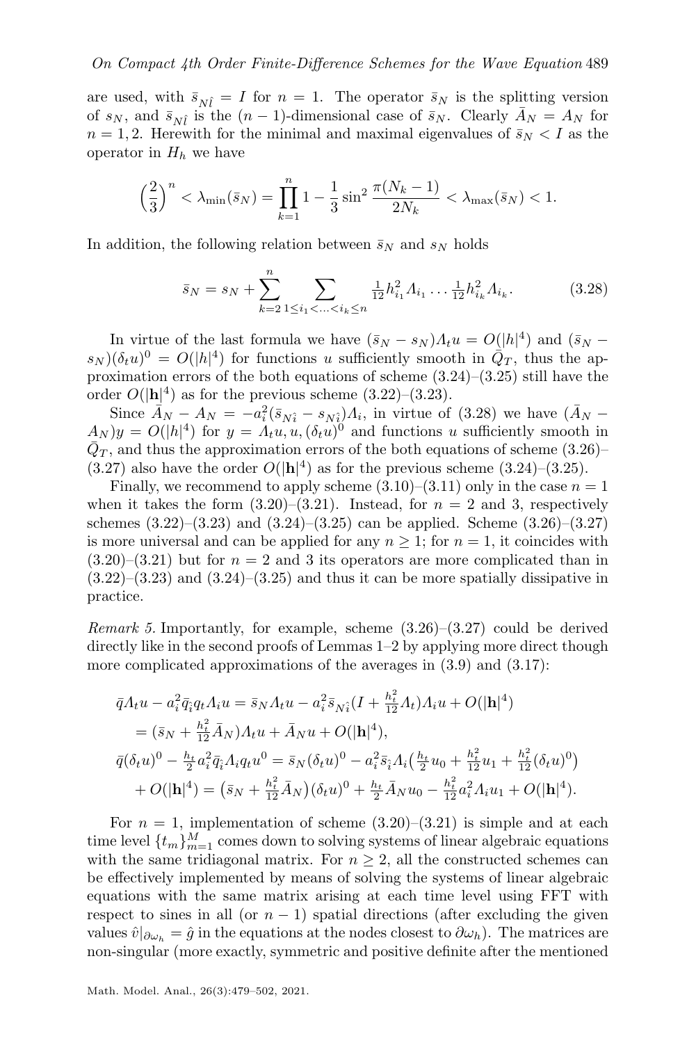are used, with $\bar{s}_{N\hat{l}} = I$ for $n = 1$. The operator $\bar{s}_N$ is the splitting version of $s_N$, and $\bar{s}_{N\hat{l}}$ is the $(n-1)$-dimensional case of $\bar{s}_N$. Clearly $\bar{A}_N = A_N$ for $n = 1, 2$. Herewith for the minimal and maximal eigenvalues of $\bar{s}_N < I$ as the operator in $H_h$ we have

$$\Big(\frac{2}{3}\Big)^n < \lambda_{\min}(\bar{s}_N) = \prod_{k=1}^{n} 1 - \frac{1}{3}\sin^2\frac{\pi(N_k-1)}{2N_k} < \lambda_{\max}(\bar{s}_N) < 1.$$

In addition, the following relation between $\bar{s}_N$ and $s_N$ holds

$$\bar{s}_N = s_N + \sum_{k=2}^{n} \sum_{1 \le i_1 < \ldots < i_k \le n} \tfrac{1}{12} h_{i_1}^2 \Lambda_{i_1} \ldots \tfrac{1}{12} h_{i_k}^2 \Lambda_{i_k}. \tag{3.28}$$

In virtue of the last formula we have $(\bar{s}_N - s_N)\Lambda_t u = O(|h|^4)$ and $(\bar{s}_N - s_N)(\delta_t u)^0 = O(|h|^4)$ for functions $u$ sufficiently smooth in $\bar{Q}_T$, thus the approximation errors of the both equations of scheme (3.24)–(3.25) still have the order $O(|\mathbf{h}|^4)$ as for the previous scheme (3.22)–(3.23).

Since $\bar{A}_N - A_N = -a_i^2(\bar{s}_{N\hat{i}} - s_{N\hat{i}})\Lambda_i$, in virtue of (3.28) we have $(\bar{A}_N - A_N)y = O(|h|^4)$ for $y = \Lambda_t u, u, (\delta_t u)^0$ and functions $u$ sufficiently smooth in $\bar{Q}_T$, and thus the approximation errors of the both equations of scheme (3.26)–(3.27) also have the order $O(|\mathbf{h}|^4)$ as for the previous scheme (3.24)–(3.25).

Finally, we recommend to apply scheme (3.10)–(3.11) only in the case $n = 1$ when it takes the form (3.20)–(3.21). Instead, for $n = 2$ and 3, respectively schemes (3.22)–(3.23) and (3.24)–(3.25) can be applied. Scheme (3.26)–(3.27) is more universal and can be applied for any $n \ge 1$; for $n = 1$, it coincides with (3.20)–(3.21) but for $n = 2$ and 3 its operators are more complicated than in (3.22)–(3.23) and (3.24)–(3.25) and thus it can be more spatially dissipative in practice.

*Remark 5.* Importantly, for example, scheme (3.26)–(3.27) could be derived directly like in the second proofs of Lemmas 1–2 by applying more direct though more complicated approximations of the averages in (3.9) and (3.17):

$$\begin{aligned}
&\bar{q}\Lambda_t u - a_i^2 \bar{q}_{\hat{i}} q_t \Lambda_i u = \bar{s}_N \Lambda_t u - a_i^2 \bar{s}_{N\hat{i}}(I + \tfrac{h_t^2}{12}\Lambda_t)\Lambda_i u + O(|\mathbf{h}|^4)\\
&\quad = (\bar{s}_N + \tfrac{h_t^2}{12}\bar{A}_N)\Lambda_t u + \bar{A}_N u + O(|\mathbf{h}|^4),\\
&\bar{q}(\delta_t u)^0 - \tfrac{h_t}{2} a_i^2 \bar{q}_{\hat{i}} \Lambda_i q_t u^0 = \bar{s}_N(\delta_t u)^0 - a_i^2 \bar{s}_{\hat{i}} \Lambda_i\big(\tfrac{h_t}{2}u_0 + \tfrac{h_t^2}{12}u_1 + \tfrac{h_t^2}{12}(\delta_t u)^0\big)\\
&\quad + O(|\mathbf{h}|^4) = \big(\bar{s}_N + \tfrac{h_t^2}{12}\bar{A}_N\big)(\delta_t u)^0 + \tfrac{h_t}{2}\bar{A}_N u_0 - \tfrac{h_t^2}{12}a_i^2 \Lambda_i u_1 + O(|\mathbf{h}|^4).
\end{aligned}$$

For $n = 1$, implementation of scheme (3.20)–(3.21) is simple and at each time level $\{t_m\}_{m=1}^{M}$ comes down to solving systems of linear algebraic equations with the same tridiagonal matrix. For $n \ge 2$, all the constructed schemes can be effectively implemented by means of solving the systems of linear algebraic equations with the same matrix arising at each time level using FFT with respect to sines in all (or $n-1$) spatial directions (after excluding the given values $\hat{v}|_{\partial\omega_h} = \hat{g}$ in the equations at the nodes closest to $\partial\omega_h$). The matrices are non-singular (more exactly, symmetric and positive definite after the mentioned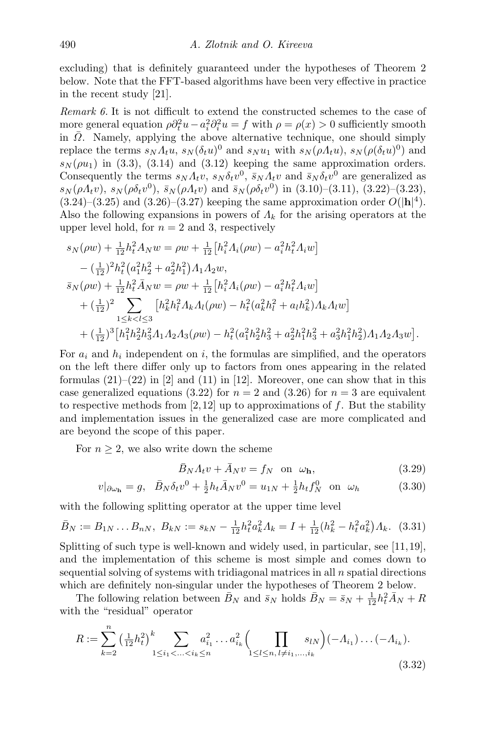excluding) that is definitely guaranteed under the hypotheses of Theorem 2 below. Note that the FFT-based algorithms have been very effective in practice in the recent study [21].

*Remark 6.* It is not difficult to extend the constructed schemes to the case of more general equation $\rho\partial_t^2 u - a_i^2\partial_i^2 u = f$ with $\rho = \rho(x) > 0$ sufficiently smooth in $\bar{\Omega}$. Namely, applying the above alternative technique, one should simply replace the terms $s_N\Lambda_t u$, $s_N(\delta_t u)^0$ and $s_N u_1$ with $s_N(\rho\Lambda_t u)$, $s_N(\rho(\delta_t u)^0)$ and $s_N(\rho u_1)$ in (3.3), (3.14) and (3.12) keeping the same approximation orders. Consequently the terms $s_N\Lambda_t v$, $s_N\delta_t v^0$, $\bar{s}_N\Lambda_t v$ and $\bar{s}_N\delta_t v^0$ are generalized as $s_N(\rho\Lambda_t v)$, $s_N(\rho\delta_t v^0)$, $\bar{s}_N(\rho\Lambda_t v)$ and $\bar{s}_N(\rho\delta_t v^0)$ in (3.10)–(3.11), (3.22)–(3.23), (3.24)–(3.25) and (3.26)–(3.27) keeping the same approximation order $O(|\mathbf{h}|^4)$. Also the following expansions in powers of $\Lambda_k$ for the arising operators at the upper level hold, for $n = 2$ and 3, respectively

$$
\begin{aligned}
&s_N(\rho w) + \tfrac{1}{12}h_t^2 A_N w = \rho w + \tfrac{1}{12}\left[h_i^2\Lambda_i(\rho w) - a_i^2 h_t^2\Lambda_i w\right]\\
&\quad - \left(\tfrac{1}{12}\right)^2 h_t^2\left(a_1^2 h_2^2 + a_2^2 h_1^2\right)\Lambda_1\Lambda_2 w,\\
&\bar{s}_N(\rho w) + \tfrac{1}{12}h_t^2 \bar{A}_N w = \rho w + \tfrac{1}{12}\left[h_i^2\Lambda_i(\rho w) - a_i^2 h_t^2\Lambda_i w\right]\\
&\quad + \left(\tfrac{1}{12}\right)^2 \sum_{1\le k<l\le 3}\left[h_k^2 h_l^2\Lambda_k\Lambda_l(\rho w) - h_t^2(a_k^2 h_l^2 + a_l h_k^2)\Lambda_k\Lambda_l w\right]\\
&\quad + \left(\tfrac{1}{12}\right)^3\left[h_1^2 h_2^2 h_3^2\Lambda_1\Lambda_2\Lambda_3(\rho w) - h_t^2(a_1^2 h_2^2 h_3^2 + a_2^2 h_1^2 h_3^2 + a_3^2 h_1^2 h_2^2)\Lambda_1\Lambda_2\Lambda_3 w\right].
\end{aligned}
$$

For $a_i$ and $h_i$ independent on $i$, the formulas are simplified, and the operators on the left there differ only up to factors from ones appearing in the related formulas (21)–(22) in [2] and (11) in [12]. Moreover, one can show that in this case generalized equations (3.22) for $n = 2$ and (3.26) for $n = 3$ are equivalent to respective methods from [2,12] up to approximations of $f$. But the stability and implementation issues in the generalized case are more complicated and are beyond the scope of this paper.

For $n \ge 2$, we also write down the scheme

$$
\bar{B}_N\Lambda_t v + \bar{A}_N v = f_N \quad \text{on} \quad \omega_{\mathbf{h}}, \tag{3.29}
$$

$$
v|_{\partial\omega_{\mathbf{h}}} = g, \quad \bar{B}_N\delta_t v^0 + \tfrac{1}{2}h_t\bar{A}_N v^0 = u_{1N} + \tfrac{1}{2}h_t f_N^0 \quad \text{on} \quad \omega_h \tag{3.30}
$$

with the following splitting operator at the upper time level

$$
\bar{B}_N := B_{1N}\dots B_{nN}, \; B_{kN} := s_{kN} - \tfrac{1}{12}h_t^2 a_k^2\Lambda_k = I + \tfrac{1}{12}\left(h_k^2 - h_t^2 a_k^2\right)\Lambda_k. \tag{3.31}
$$

Splitting of such type is well-known and widely used, in particular, see [11,19], and the implementation of this scheme is most simple and comes down to sequential solving of systems with tridiagonal matrices in all $n$ spatial directions which are definitely non-singular under the hypotheses of Theorem 2 below.

The following relation between $\bar{B}_N$ and $\bar{s}_N$ holds $\bar{B}_N = \bar{s}_N + \frac{1}{12}h_t^2\bar{A}_N + R$ with the "residual" operator

$$
R := \sum_{k=2}^{n}\left(\tfrac{1}{12}h_t^2\right)^k \sum_{1\le i_1<\ldots<i_k\le n} a_{i_1}^2\dots a_{i_k}^2\Big(\prod_{1\le l\le n,\, l\ne i_1,\ldots,i_k} s_{lN}\Big)(-\Lambda_{i_1})\dots(-\Lambda_{i_k}). \tag{3.32}
$$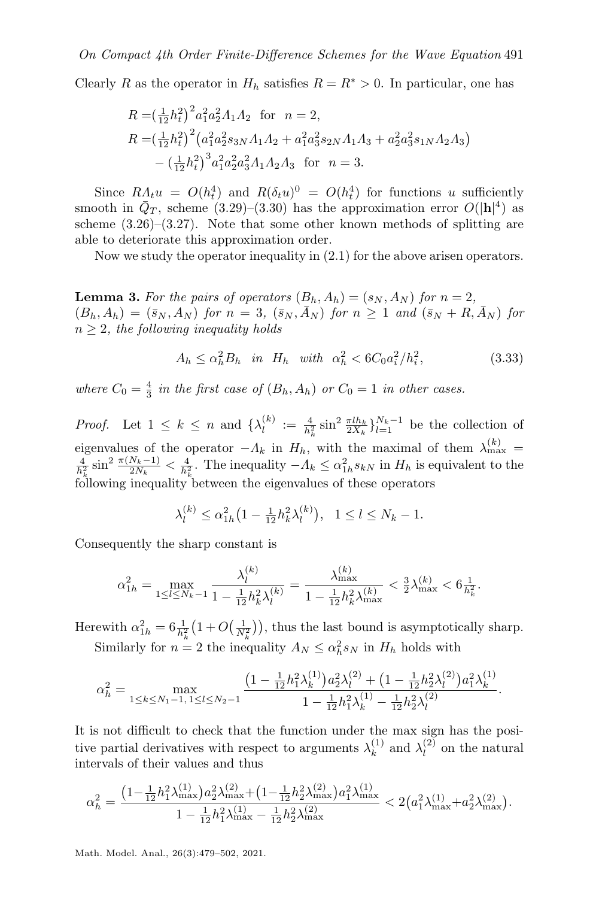Clearly $R$ as the operator in $H_h$ satisfies $R = R^* > 0$. In particular, one has

$$
\begin{aligned}
R =& \left(\tfrac{1}{12}h_t^2\right)^2 a_1^2 a_2^2 \Lambda_1 \Lambda_2 \quad \text{for} \quad n=2,\\
R =& \left(\tfrac{1}{12}h_t^2\right)^2 \left(a_1^2 a_2^2 s_{3N} \Lambda_1 \Lambda_2 + a_1^2 a_3^2 s_{2N} \Lambda_1 \Lambda_3 + a_2^2 a_3^2 s_{1N} \Lambda_2 \Lambda_3\right)\\
&- \left(\tfrac{1}{12}h_t^2\right)^3 a_1^2 a_2^2 a_3^2 \Lambda_1 \Lambda_2 \Lambda_3 \quad \text{for} \quad n=3.
\end{aligned}
$$

Since $R\Lambda_t u = O(h_t^4)$ and $R(\delta_t u)^0 = O(h_t^4)$ for functions $u$ sufficiently smooth in $\bar{Q}_T$, scheme (3.29)–(3.30) has the approximation error $O(|\mathbf{h}|^4)$ as scheme (3.26)–(3.27). Note that some other known methods of splitting are able to deteriorate this approximation order.

Now we study the operator inequality in (2.1) for the above arisen operators.

**Lemma 3.** *For the pairs of operators $(B_h, A_h) = (s_N, A_N)$ for $n=2$, $(B_h, A_h) = (\bar{s}_N, A_N)$ for $n=3$, $(\bar{s}_N, \bar{A}_N)$ for $n \geq 1$ and $(\bar{s}_N + R, \bar{A}_N)$ for $n \geq 2$, the following inequality holds*

$$
A_h \leq \alpha_h^2 B_h \quad \text{in} \quad H_h \quad \text{with} \quad \alpha_h^2 < 6C_0 a_i^2/h_i^2, \tag{3.33}
$$

*where $C_0 = \frac{4}{3}$ in the first case of $(B_h, A_h)$ or $C_0 = 1$ in other cases.*

*Proof.* Let $1 \leq k \leq n$ and $\{\lambda_l^{(k)} := \frac{4}{h_k^2}\sin^2\frac{\pi l h_k}{2X_k}\}_{l=1}^{N_k-1}$ be the collection of eigenvalues of the operator $-\Lambda_k$ in $H_h$, with the maximal of them $\lambda_{\max}^{(k)} = \frac{4}{h_k^2}\sin^2\frac{\pi(N_k-1)}{2N_k} < \frac{4}{h_k^2}$. The inequality $-\Lambda_k \leq \alpha_{1h}^2 s_{kN}$ in $H_h$ is equivalent to the following inequality between the eigenvalues of these operators

$$
\lambda_l^{(k)} \leq \alpha_{1h}^2\left(1 - \tfrac{1}{12}h_k^2\lambda_l^{(k)}\right), \quad 1 \leq l \leq N_k - 1.
$$

Consequently the sharp constant is

$$
\alpha_{1h}^2 = \max_{1\leq l\leq N_k-1} \frac{\lambda_l^{(k)}}{1 - \frac{1}{12}h_k^2\lambda_l^{(k)}} = \frac{\lambda_{\max}^{(k)}}{1 - \frac{1}{12}h_k^2\lambda_{\max}^{(k)}} < \tfrac{3}{2}\lambda_{\max}^{(k)} < 6\tfrac{1}{h_k^2}.
$$

Herewith $\alpha_{1h}^2 = 6\frac{1}{h_k^2}\left(1 + O\left(\frac{1}{N_k^2}\right)\right)$, thus the last bound is asymptotically sharp.

Similarly for $n=2$ the inequality $A_N \leq \alpha_h^2 s_N$ in $H_h$ holds with

$$
\alpha_h^2 = \max_{1\leq k\leq N_1-1,\, 1\leq l\leq N_2-1} \frac{\left(1 - \frac{1}{12}h_1^2\lambda_k^{(1)}\right)a_2^2\lambda_l^{(2)} + \left(1 - \frac{1}{12}h_2^2\lambda_l^{(2)}\right)a_1^2\lambda_k^{(1)}}{1 - \frac{1}{12}h_1^2\lambda_k^{(1)} - \frac{1}{12}h_2^2\lambda_l^{(2)}}.
$$

It is not difficult to check that the function under the max sign has the positive partial derivatives with respect to arguments $\lambda_k^{(1)}$ and $\lambda_l^{(2)}$ on the natural intervals of their values and thus

$$
\alpha_h^2 = \frac{\left(1 - \frac{1}{12}h_1^2\lambda_{\max}^{(1)}\right)a_2^2\lambda_{\max}^{(2)} + \left(1 - \frac{1}{12}h_2^2\lambda_{\max}^{(2)}\right)a_1^2\lambda_{\max}^{(1)}}{1 - \frac{1}{12}h_1^2\lambda_{\max}^{(1)} - \frac{1}{12}h_2^2\lambda_{\max}^{(2)}} < 2\left(a_1^2\lambda_{\max}^{(1)} + a_2^2\lambda_{\max}^{(2)}\right).
$$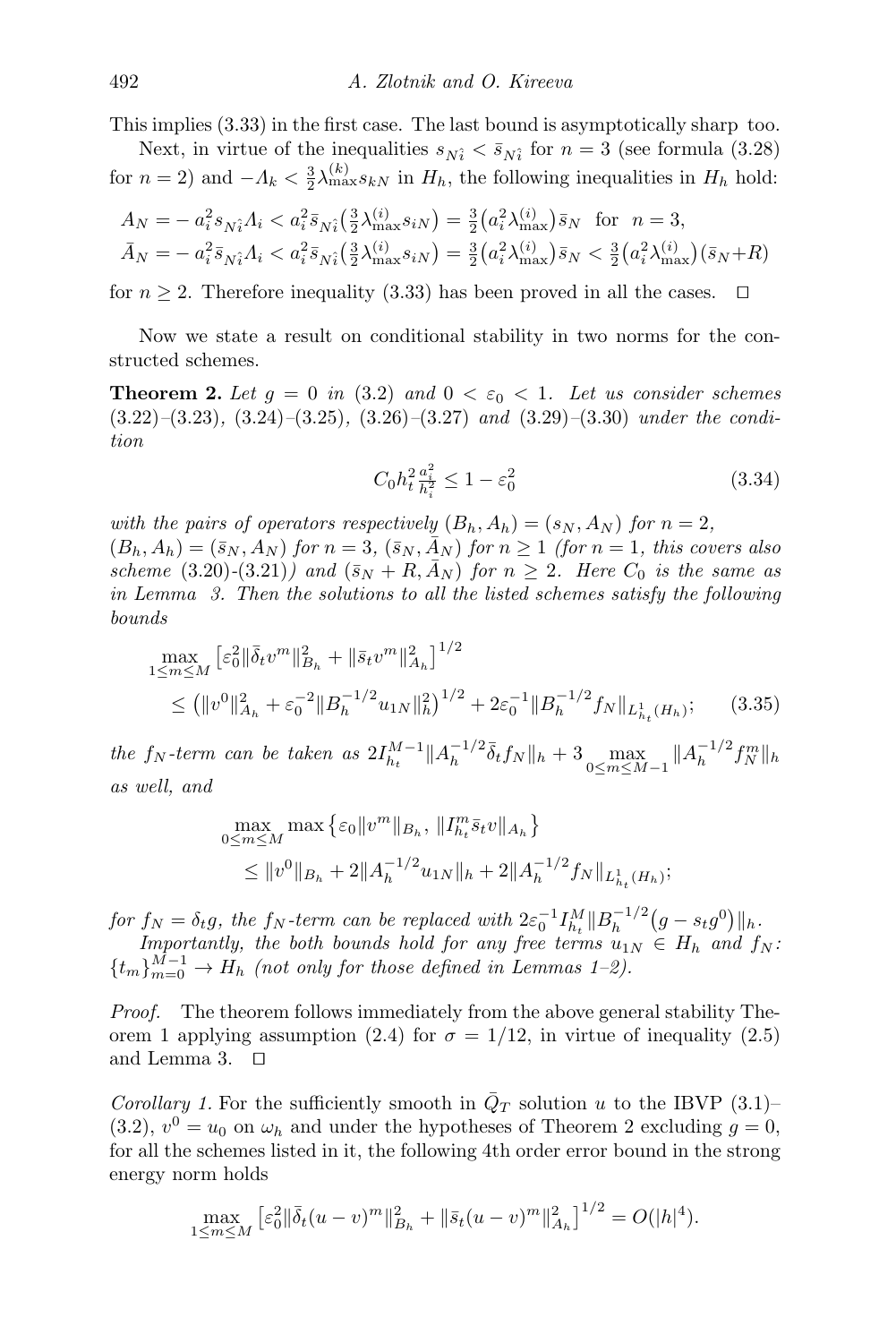This implies (3.33) in the first case. The last bound is asymptotically sharp too.

Next, in virtue of the inequalities $s_{N\hat{i}} < \bar{s}_{N\hat{i}}$ for $n = 3$ (see formula (3.28) for $n = 2$) and $-\Lambda_k < \frac{3}{2}\lambda_{\max}^{(k)} s_{kN}$ in $H_h$, the following inequalities in $H_h$ hold:

$$A_N = -a_i^2 s_{N\hat{i}}\Lambda_i < a_i^2 \bar{s}_{N\hat{i}}\big(\tfrac{3}{2}\lambda_{\max}^{(i)} s_{iN}\big) = \tfrac{3}{2}\big(a_i^2\lambda_{\max}^{(i)}\big)\bar{s}_N \quad \text{for} \quad n = 3,$$

$$\bar{A}_N = -a_i^2 \bar{s}_{N\hat{i}}\Lambda_i < a_i^2 \bar{s}_{N\hat{i}}\big(\tfrac{3}{2}\lambda_{\max}^{(i)} s_{iN}\big) = \tfrac{3}{2}\big(a_i^2\lambda_{\max}^{(i)}\big)\bar{s}_N < \tfrac{3}{2}\big(a_i^2\lambda_{\max}^{(i)}\big)(\bar{s}_N + R)$$

for $n \geq 2$. Therefore inequality (3.33) has been proved in all the cases. $\square$

Now we state a result on conditional stability in two norms for the constructed schemes.

**Theorem 2.** *Let $g = 0$ in (3.2) and $0 < \varepsilon_0 < 1$. Let us consider schemes (3.22)–(3.23), (3.24)–(3.25), (3.26)–(3.27) and (3.29)–(3.30) under the condition*

$$C_0 h_t^2 \tfrac{a_i^2}{h_i^2} \leq 1 - \varepsilon_0^2 \tag{3.34}$$

*with the pairs of operators respectively $(B_h, A_h) = (s_N, A_N)$ for $n = 2$, $(B_h, A_h) = (\bar{s}_N, A_N)$ for $n = 3$, $(\bar{s}_N, \bar{A}_N)$ for $n \geq 1$ (for $n = 1$, this covers also scheme (3.20)-(3.21)) and $(\bar{s}_N + R, \bar{A}_N)$ for $n \geq 2$. Here $C_0$ is the same as in Lemma 3. Then the solutions to all the listed schemes satisfy the following bounds*

$$\max_{1\leq m\leq M} \big[\varepsilon_0^2 \|\bar{\delta}_t v^m\|_{B_h}^2 + \|\bar{s}_t v^m\|_{A_h}^2\big]^{1/2}$$
$$\leq \big(\|v^0\|_{A_h}^2 + \varepsilon_0^{-2}\|B_h^{-1/2} u_{1N}\|_h^2\big)^{1/2} + 2\varepsilon_0^{-1}\|B_h^{-1/2} f_N\|_{L^1_{h_t}(H_h)}; \tag{3.35}$$

*the $f_N$-term can be taken as $2I_{h_t}^{M-1}\|A_h^{-1/2}\bar{\delta}_t f_N\|_h + 3\max_{0\leq m\leq M-1}\|A_h^{-1/2} f_N^m\|_h$ as well, and*

$$\max_{0\leq m\leq M} \max\big\{\varepsilon_0\|v^m\|_{B_h},\, \|I_{h_t}^m \bar{s}_t v\|_{A_h}\big\}$$
$$\leq \|v^0\|_{B_h} + 2\|A_h^{-1/2} u_{1N}\|_h + 2\|A_h^{-1/2} f_N\|_{L^1_{h_t}(H_h)};$$

*for $f_N = \delta_t g$, the $f_N$-term can be replaced with $2\varepsilon_0^{-1} I_{h_t}^M \|B_h^{-1/2}\big(g - s_t g^0\big)\|_h$.*

*Importantly, the both bounds hold for any free terms $u_{1N} \in H_h$ and $f_N$: $\{t_m\}_{m=0}^{M-1} \to H_h$ (not only for those defined in Lemmas 1–2).*

*Proof.* The theorem follows immediately from the above general stability Theorem 1 applying assumption (2.4) for $\sigma = 1/12$, in virtue of inequality (2.5) and Lemma 3. $\square$

*Corollary 1.* For the sufficiently smooth in $\bar{Q}_T$ solution $u$ to the IBVP (3.1)–(3.2), $v^0 = u_0$ on $\omega_h$ and under the hypotheses of Theorem 2 excluding $g = 0$, for all the schemes listed in it, the following 4th order error bound in the strong energy norm holds

$$\max_{1\leq m\leq M} \big[\varepsilon_0^2\|\bar{\delta}_t (u - v)^m\|_{B_h}^2 + \|\bar{s}_t (u - v)^m\|_{A_h}^2\big]^{1/2} = O(|h|^4).$$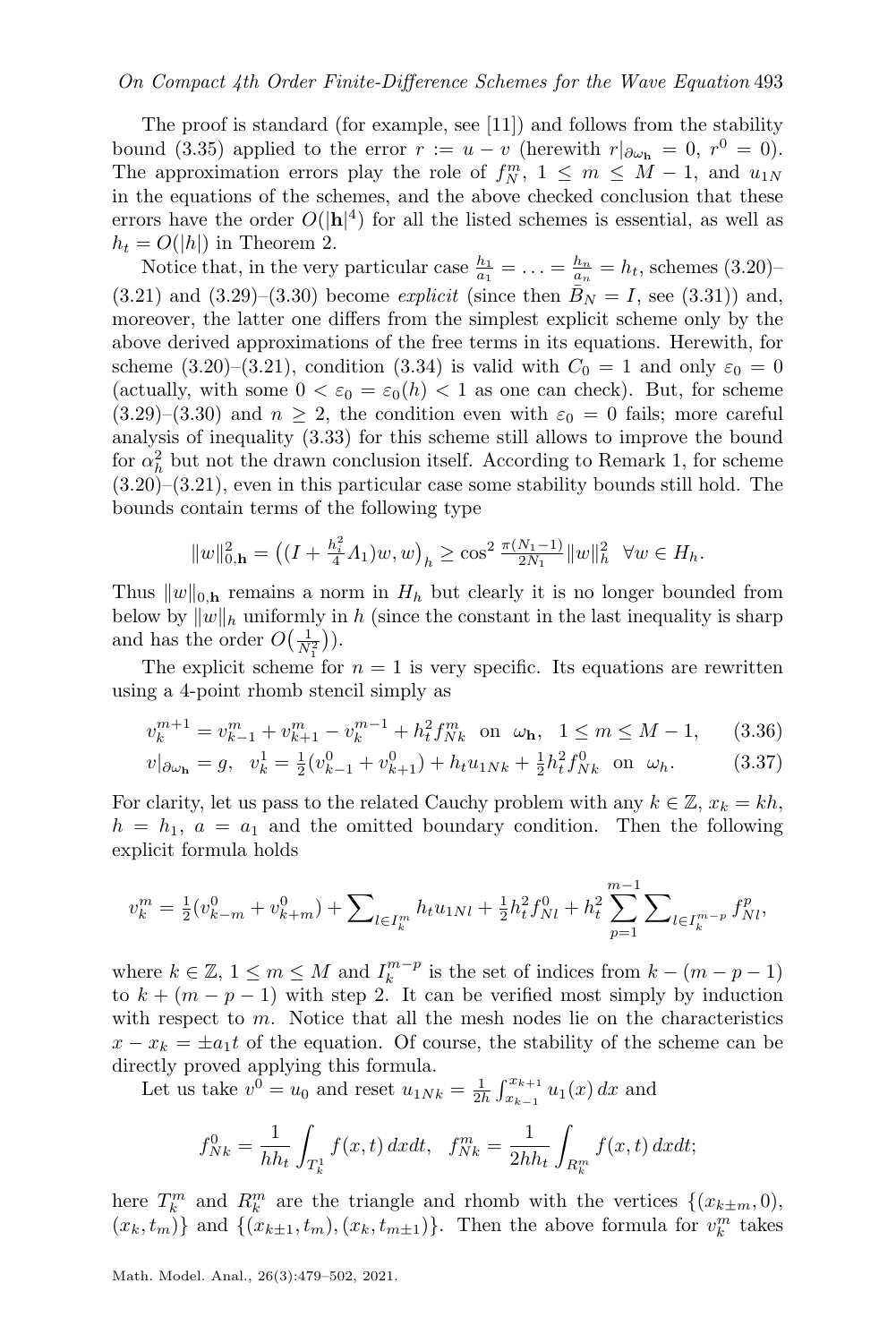The proof is standard (for example, see [11]) and follows from the stability bound (3.35) applied to the error $r := u - v$ (herewith $r|_{\partial\omega_{\mathbf{h}}} = 0$, $r^0 = 0$). The approximation errors play the role of $f_N^m$, $1 \le m \le M-1$, and $u_{1N}$ in the equations of the schemes, and the above checked conclusion that these errors have the order $O(|\mathbf{h}|^4)$ for all the listed schemes is essential, as well as $h_t = O(|h|)$ in Theorem 2.

Notice that, in the very particular case $\frac{h_1}{a_1} = \ldots = \frac{h_n}{a_n} = h_t$, schemes (3.20)–(3.21) and (3.29)–(3.30) become *explicit* (since then $\bar{B}_N = I$, see (3.31)) and, moreover, the latter one differs from the simplest explicit scheme only by the above derived approximations of the free terms in its equations. Herewith, for scheme (3.20)–(3.21), condition (3.34) is valid with $C_0 = 1$ and only $\varepsilon_0 = 0$ (actually, with some $0 < \varepsilon_0 = \varepsilon_0(h) < 1$ as one can check). But, for scheme (3.29)–(3.30) and $n \ge 2$, the condition even with $\varepsilon_0 = 0$ fails; more careful analysis of inequality (3.33) for this scheme still allows to improve the bound for $\alpha_h^2$ but not the drawn conclusion itself. According to Remark 1, for scheme (3.20)–(3.21), even in this particular case some stability bounds still hold. The bounds contain terms of the following type

$$\|w\|_{0,\mathbf{h}}^2 = \left((I + \tfrac{h_i^2}{4}\Lambda_1)w, w\right)_h \ge \cos^2 \tfrac{\pi(N_1-1)}{2N_1}\|w\|_h^2 \quad \forall w \in H_h.$$

Thus $\|w\|_{0,\mathbf{h}}$ remains a norm in $H_h$ but clearly it is no longer bounded from below by $\|w\|_h$ uniformly in $h$ (since the constant in the last inequality is sharp and has the order $O\big(\frac{1}{N_1^2}\big)$).

The explicit scheme for $n = 1$ is very specific. Its equations are rewritten using a 4-point rhomb stencil simply as

$$v_k^{m+1} = v_{k-1}^m + v_{k+1}^m - v_k^{m-1} + h_t^2 f_{Nk}^m \ \text{ on } \omega_{\mathbf{h}}, \quad 1 \le m \le M-1, \tag{3.36}$$

$$v|_{\partial\omega_{\mathbf{h}}} = g, \quad v_k^1 = \tfrac{1}{2}(v_{k-1}^0 + v_{k+1}^0) + h_t u_{1Nk} + \tfrac{1}{2}h_t^2 f_{Nk}^0 \ \text{ on } \omega_h. \tag{3.37}$$

For clarity, let us pass to the related Cauchy problem with any $k \in \mathbb{Z}$, $x_k = kh$, $h = h_1$, $a = a_1$ and the omitted boundary condition. Then the following explicit formula holds

$$v_k^m = \tfrac{1}{2}(v_{k-m}^0 + v_{k+m}^0) + \sum\nolimits_{l \in I_k^m} h_t u_{1Nl} + \tfrac{1}{2}h_t^2 f_{Nl}^0 + h_t^2 \sum_{p=1}^{m-1} \sum\nolimits_{l \in I_k^{m-p}} f_{Nl}^p,$$

where $k \in \mathbb{Z}$, $1 \le m \le M$ and $I_k^{m-p}$ is the set of indices from $k-(m-p-1)$ to $k+(m-p-1)$ with step 2. It can be verified most simply by induction with respect to $m$. Notice that all the mesh nodes lie on the characteristics $x - x_k = \pm a_1 t$ of the equation. Of course, the stability of the scheme can be directly proved applying this formula.

Let us take $v^0 = u_0$ and reset $u_{1Nk} = \frac{1}{2h}\int_{x_{k-1}}^{x_{k+1}} u_1(x)\,dx$ and

$$f_{Nk}^0 = \frac{1}{hh_t}\int_{T_k^1} f(x,t)\,dxdt, \quad f_{Nk}^m = \frac{1}{2hh_t}\int_{R_k^m} f(x,t)\,dxdt;$$

here $T_k^m$ and $R_k^m$ are the triangle and rhomb with the vertices $\{(x_{k\pm m}, 0), (x_k, t_m)\}$ and $\{(x_{k\pm 1}, t_m), (x_k, t_{m\pm 1})\}$. Then the above formula for $v_k^m$ takes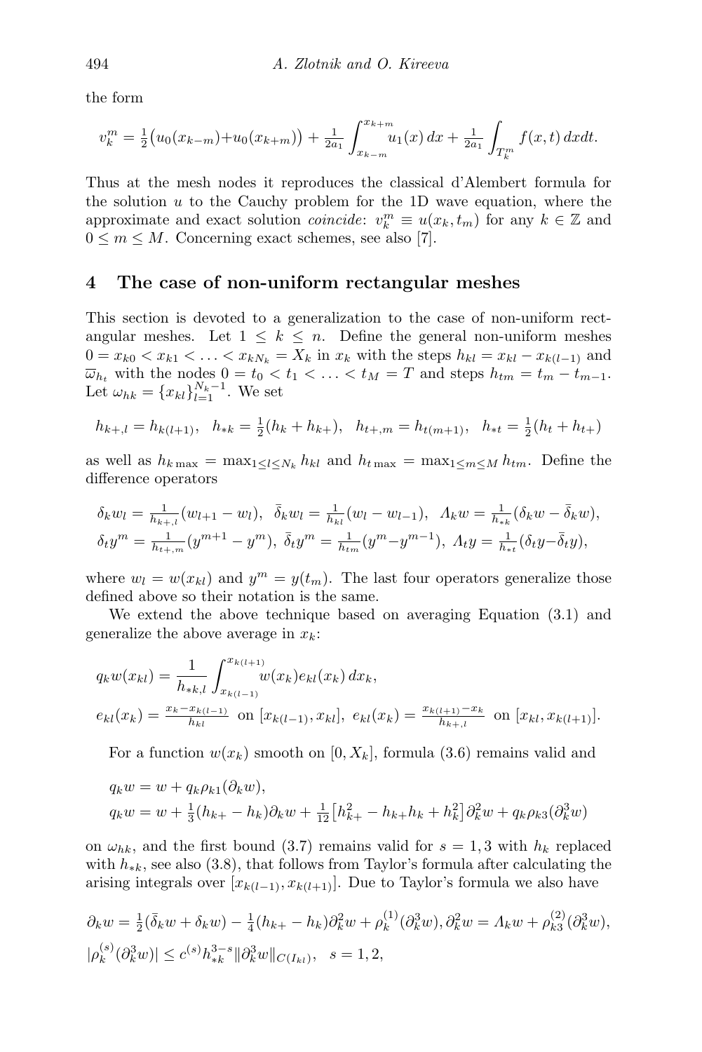the form

$$v_k^m = \tfrac{1}{2}\big(u_0(x_{k-m})+u_0(x_{k+m})\big) + \tfrac{1}{2a_1}\int_{x_{k-m}}^{x_{k+m}} u_1(x)\,dx + \tfrac{1}{2a_1}\int_{T_k^m} f(x,t)\,dxdt.$$

Thus at the mesh nodes it reproduces the classical d'Alembert formula for the solution $u$ to the Cauchy problem for the 1D wave equation, where the approximate and exact solution *coincide*: $v_k^m \equiv u(x_k, t_m)$ for any $k \in \mathbb{Z}$ and $0 \le m \le M$. Concerning exact schemes, see also [7].

## 4 The case of non-uniform rectangular meshes

This section is devoted to a generalization to the case of non-uniform rectangular meshes. Let $1 \le k \le n$. Define the general non-uniform meshes $0 = x_{k0} < x_{k1} < \ldots < x_{kN_k} = X_k$ in $x_k$ with the steps $h_{kl} = x_{kl} - x_{k(l-1)}$ and $\overline{\omega}_{h_t}$ with the nodes $0 = t_0 < t_1 < \ldots < t_M = T$ and steps $h_{tm} = t_m - t_{m-1}$. Let $\omega_{hk} = \{x_{kl}\}_{l=1}^{N_k-1}$. We set

$$h_{k+,l} = h_{k(l+1)}, \quad h_{*k} = \tfrac{1}{2}(h_k + h_{k+}), \quad h_{t+,m} = h_{t(m+1)}, \quad h_{*t} = \tfrac{1}{2}(h_t + h_{t+})$$

as well as $h_{k\max} = \max_{1\le l\le N_k} h_{kl}$ and $h_{t\max} = \max_{1\le m\le M} h_{tm}$. Define the difference operators

$$\delta_k w_l = \tfrac{1}{h_{k+,l}}(w_{l+1} - w_l), \;\; \bar{\delta}_k w_l = \tfrac{1}{h_{kl}}(w_l - w_{l-1}), \;\; \Lambda_k w = \tfrac{1}{h_{*k}}(\delta_k w - \bar{\delta}_k w),$$
$$\delta_t y^m = \tfrac{1}{h_{t+,m}}(y^{m+1} - y^m), \; \bar{\delta}_t y^m = \tfrac{1}{h_{tm}}(y^m - y^{m-1}), \; \Lambda_t y = \tfrac{1}{h_{*t}}(\delta_t y - \bar{\delta}_t y),$$

where $w_l = w(x_{kl})$ and $y^m = y(t_m)$. The last four operators generalize those defined above so their notation is the same.

We extend the above technique based on averaging Equation (3.1) and generalize the above average in $x_k$:

$$q_k w(x_{kl}) = \frac{1}{h_{*k,l}}\int_{x_{k(l-1)}}^{x_{k(l+1)}} w(x_k) e_{kl}(x_k)\,dx_k,$$
$$e_{kl}(x_k) = \tfrac{x_k - x_{k(l-1)}}{h_{kl}} \text{ on } [x_{k(l-1)}, x_{kl}], \;\; e_{kl}(x_k) = \tfrac{x_{k(l+1)} - x_k}{h_{k+,l}} \text{ on } [x_{kl}, x_{k(l+1)}].$$

For a function $w(x_k)$ smooth on $[0, X_k]$, formula (3.6) remains valid and

$$q_k w = w + q_k \rho_{k1}(\partial_k w),$$
$$q_k w = w + \tfrac{1}{3}(h_{k+} - h_k)\partial_k w + \tfrac{1}{12}\big[h_{k+}^2 - h_{k+}h_k + h_k^2\big]\partial_k^2 w + q_k \rho_{k3}(\partial_k^3 w)$$

on $\omega_{hk}$, and the first bound (3.7) remains valid for $s = 1, 3$ with $h_k$ replaced with $h_{*k}$, see also (3.8), that follows from Taylor's formula after calculating the arising integrals over $[x_{k(l-1)}, x_{k(l+1)}]$. Due to Taylor's formula we also have

$$\partial_k w = \tfrac{1}{2}(\bar{\delta}_k w + \delta_k w) - \tfrac{1}{4}(h_{k+} - h_k)\partial_k^2 w + \rho_k^{(1)}(\partial_k^3 w), \partial_k^2 w = \Lambda_k w + \rho_{k3}^{(2)}(\partial_k^3 w),$$
$$|\rho_k^{(s)}(\partial_k^3 w)| \le c^{(s)} h_{*k}^{3-s}\|\partial_k^3 w\|_{C(I_{kl})}, \quad s = 1, 2,$$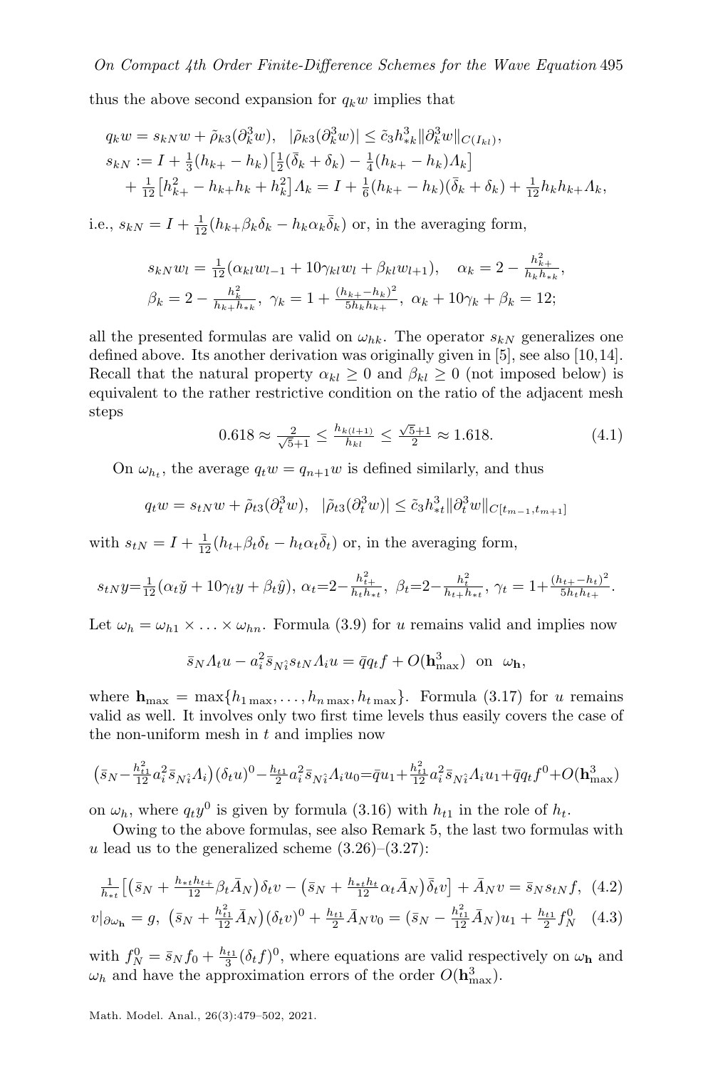thus the above second expansion for $q_k w$ implies that

$$
\begin{aligned}
&q_k w = s_{kN} w + \tilde{\rho}_{k3}(\partial_k^3 w), \quad |\tilde{\rho}_{k3}(\partial_k^3 w)| \le \tilde{c}_3 h_{*k}^3 \|\partial_k^3 w\|_{C(I_{kl})},\\
&s_{kN} := I + \tfrac{1}{3}(h_{k+} - h_k)\big[\tfrac{1}{2}(\bar{\delta}_k + \delta_k) - \tfrac{1}{4}(h_{k+} - h_k)\Lambda_k\big]\\
&\quad + \tfrac{1}{12}\big[h_{k+}^2 - h_{k+}h_k + h_k^2\big]\Lambda_k = I + \tfrac{1}{6}(h_{k+} - h_k)(\bar{\delta}_k + \delta_k) + \tfrac{1}{12} h_k h_{k+} \Lambda_k,
\end{aligned}
$$

i.e., $s_{kN} = I + \frac{1}{12}(h_{k+}\beta_k\delta_k - h_k\alpha_k\bar{\delta}_k)$ or, in the averaging form,

$$
\begin{aligned}
&s_{kN} w_l = \tfrac{1}{12}(\alpha_{kl} w_{l-1} + 10\gamma_{kl} w_l + \beta_{kl} w_{l+1}), \quad \alpha_k = 2 - \tfrac{h_{k+}^2}{h_k h_{*k}},\\
&\beta_k = 2 - \tfrac{h_k^2}{h_{k+} h_{*k}}, \ \gamma_k = 1 + \tfrac{(h_{k+} - h_k)^2}{5 h_k h_{k+}}, \ \alpha_k + 10\gamma_k + \beta_k = 12;
\end{aligned}
$$

all the presented formulas are valid on $\omega_{hk}$. The operator $s_{kN}$ generalizes one defined above. Its another derivation was originally given in [5], see also [10,14]. Recall that the natural property $\alpha_{kl} \ge 0$ and $\beta_{kl} \ge 0$ (not imposed below) is equivalent to the rather restrictive condition on the ratio of the adjacent mesh steps

$$
0.618 \approx \tfrac{2}{\sqrt{5}+1} \le \tfrac{h_{k(l+1)}}{h_{kl}} \le \tfrac{\sqrt{5}+1}{2} \approx 1.618. \tag{4.1}
$$

On $\omega_{h_t}$, the average $q_t w = q_{n+1} w$ is defined similarly, and thus

$$
q_t w = s_{tN} w + \tilde{\rho}_{t3}(\partial_t^3 w), \quad |\tilde{\rho}_{t3}(\partial_t^3 w)| \le \tilde{c}_3 h_{*t}^3 \|\partial_t^3 w\|_{C[t_{m-1}, t_{m+1}]}
$$

with $s_{tN} = I + \frac{1}{12}(h_{t+}\beta_t\delta_t - h_t\alpha_t\bar{\delta}_t)$ or, in the averaging form,

$$
s_{tN} y = \tfrac{1}{12}(\alpha_t \check{y} + 10\gamma_t y + \beta_t \hat{y}), \ \alpha_t = 2 - \tfrac{h_{t+}^2}{h_t h_{*t}}, \ \beta_t = 2 - \tfrac{h_t^2}{h_{t+} h_{*t}}, \ \gamma_t = 1 + \tfrac{(h_{t+} - h_t)^2}{5 h_t h_{t+}}.
$$

Let $\omega_h = \omega_{h1} \times \ldots \times \omega_{hn}$. Formula (3.9) for $u$ remains valid and implies now

$$
\bar{s}_N \Lambda_t u - a_i^2 \bar{s}_{N\hat{i}} s_{tN} \Lambda_i u = \bar{q} q_t f + O(\mathbf{h}_{\max}^3) \ \text{ on } \ \omega_{\mathbf{h}},
$$

where $\mathbf{h}_{\max} = \max\{h_{1\max}, \ldots, h_{n\max}, h_{t\max}\}$. Formula (3.17) for $u$ remains valid as well. It involves only two first time levels thus easily covers the case of the non-uniform mesh in $t$ and implies now

$$
\big(\bar{s}_N - \tfrac{h_{t1}^2}{12} a_i^2 \bar{s}_{N\hat{i}} \Lambda_i\big)(\delta_t u)^0 - \tfrac{h_{t1}}{2} a_i^2 \bar{s}_{N\hat{i}} \Lambda_i u_0 = \bar{q} u_1 + \tfrac{h_{t1}^2}{12} a_i^2 \bar{s}_{N\hat{i}} \Lambda_i u_1 + \bar{q} q_t f^0 + O(\mathbf{h}_{\max}^3)
$$

on $\omega_h$, where $q_t y^0$ is given by formula (3.16) with $h_{t1}$ in the role of $h_t$.

Owing to the above formulas, see also Remark 5, the last two formulas with $u$ lead us to the generalized scheme (3.26)–(3.27):

$$
\tfrac{1}{h_{*t}}\big[\big(\bar{s}_N + \tfrac{h_{*t} h_{t+}}{12} \beta_t \bar{A}_N\big)\delta_t v - \big(\bar{s}_N + \tfrac{h_{*t} h_t}{12} \alpha_t \bar{A}_N\big)\bar{\delta}_t v\big] + \bar{A}_N v = \bar{s}_N s_{tN} f, \tag{4.2}
$$

$$
v|_{\partial\omega_{\mathbf{h}}} = g, \ \big(\bar{s}_N + \tfrac{h_{t1}^2}{12} \bar{A}_N\big)(\delta_t v)^0 + \tfrac{h_{t1}}{2} \bar{A}_N v_0 = \big(\bar{s}_N - \tfrac{h_{t1}^2}{12} \bar{A}_N\big) u_1 + \tfrac{h_{t1}}{2} f_N^0 \tag{4.3}
$$

with $f_N^0 = \bar{s}_N f_0 + \frac{h_{t1}}{3}(\delta_t f)^0$, where equations are valid respectively on $\omega_{\mathbf{h}}$ and $\omega_h$ and have the approximation errors of the order $O(\mathbf{h}_{\max}^3)$.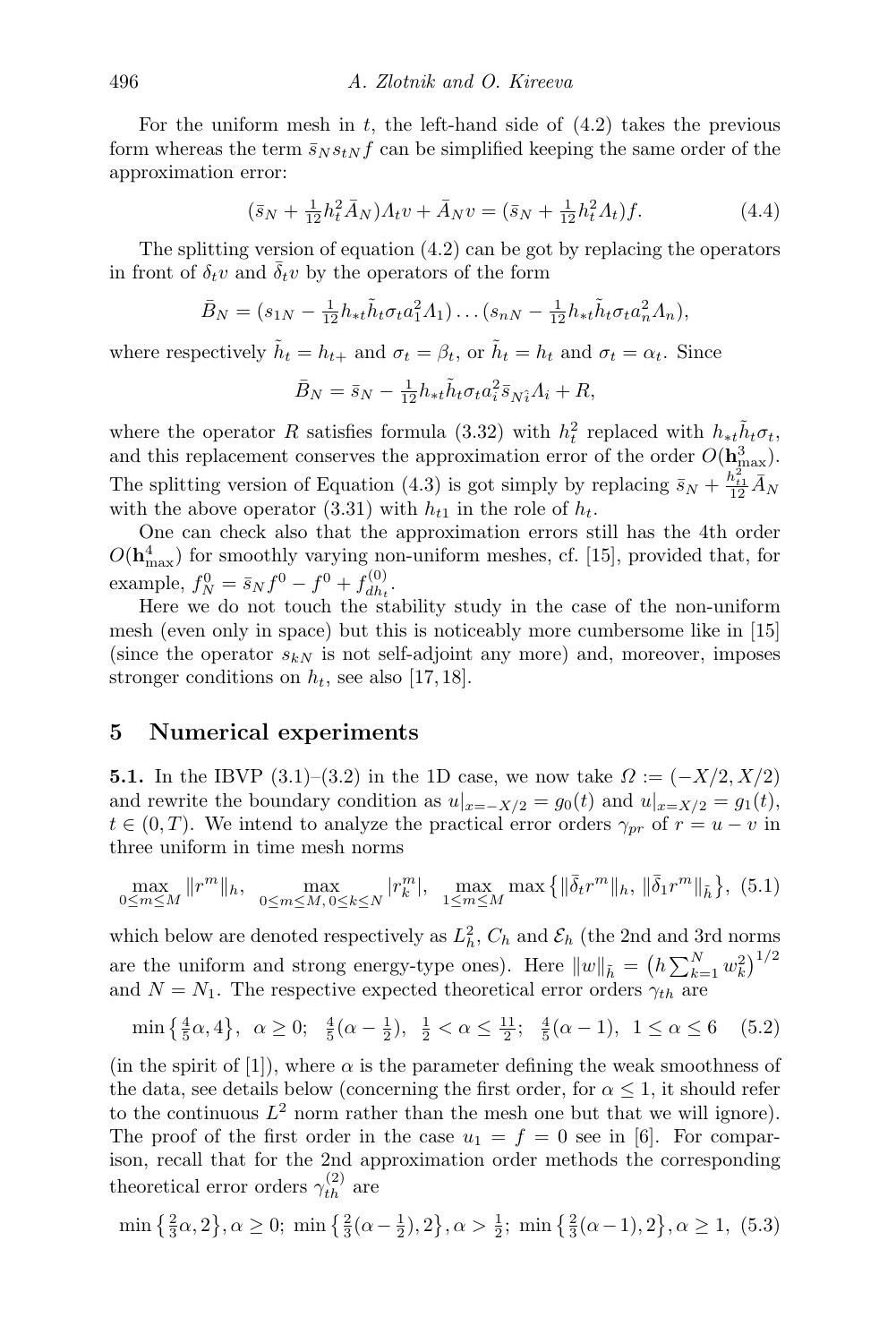For the uniform mesh in $t$, the left-hand side of (4.2) takes the previous form whereas the term $\bar{s}_N s_{tN} f$ can be simplified keeping the same order of the approximation error:

$$(\bar{s}_N + \tfrac{1}{12}h_t^2 \bar{A}_N)\Lambda_t v + \bar{A}_N v = (\bar{s}_N + \tfrac{1}{12}h_t^2 \Lambda_t)f. \tag{4.4}$$

The splitting version of equation (4.2) can be got by replacing the operators in front of $\delta_t v$ and $\bar{\delta}_t v$ by the operators of the form

$$\bar{B}_N = (s_{1N} - \tfrac{1}{12}h_{*t}\tilde{h}_t \sigma_t a_1^2 \Lambda_1)\dots(s_{nN} - \tfrac{1}{12}h_{*t}\tilde{h}_t \sigma_t a_n^2 \Lambda_n),$$

where respectively $\tilde{h}_t = h_{t+}$ and $\sigma_t = \beta_t$, or $\tilde{h}_t = h_t$ and $\sigma_t = \alpha_t$. Since

$$\bar{B}_N = \bar{s}_N - \tfrac{1}{12}h_{*t}\tilde{h}_t \sigma_t a_i^2 \bar{s}_{N\hat{i}} \Lambda_i + R,$$

where the operator $R$ satisfies formula (3.32) with $h_t^2$ replaced with $h_{*t}\tilde{h}_t\sigma_t$, and this replacement conserves the approximation error of the order $O(\mathbf{h}_{\max}^3)$. The splitting version of Equation (4.3) is got simply by replacing $\bar{s}_N + \frac{h_{t1}^2}{12}\bar{A}_N$ with the above operator (3.31) with $h_{t1}$ in the role of $h_t$.

One can check also that the approximation errors still has the 4th order $O(\mathbf{h}_{\max}^4)$ for smoothly varying non-uniform meshes, cf. [15], provided that, for example, $f_N^0 = \bar{s}_N f^0 - f^0 + f_{dh_t}^{(0)}$.

Here we do not touch the stability study in the case of the non-uniform mesh (even only in space) but this is noticeably more cumbersome like in [15] (since the operator $s_{kN}$ is not self-adjoint any more) and, moreover, imposes stronger conditions on $h_t$, see also [17, 18].

## 5 Numerical experiments

**5.1.** In the IBVP (3.1)–(3.2) in the 1D case, we now take $\Omega := (-X/2, X/2)$ and rewrite the boundary condition as $u|_{x=-X/2} = g_0(t)$ and $u|_{x=X/2} = g_1(t)$, $t \in (0, T)$. We intend to analyze the practical error orders $\gamma_{pr}$ of $r = u - v$ in three uniform in time mesh norms

$$\max_{0\le m\le M} \|r^m\|_h, \quad \max_{0\le m\le M,\, 0\le k\le N} |r_k^m|, \quad \max_{1\le m\le M} \max\left\{\|\bar{\delta}_t r^m\|_h, \|\bar{\delta}_1 r^m\|_{\tilde{h}}\right\}, \tag{5.1}$$

which below are denoted respectively as $L_h^2$, $C_h$ and $\mathcal{E}_h$ (the 2nd and 3rd norms are the uniform and strong energy-type ones). Here $\|w\|_{\tilde{h}} = \left(h\sum_{k=1}^N w_k^2\right)^{1/2}$ and $N = N_1$. The respective expected theoretical error orders $\gamma_{th}$ are

$$\min\left\{\tfrac{4}{5}\alpha, 4\right\}, \ \alpha \ge 0; \ \ \tfrac{4}{5}(\alpha - \tfrac{1}{2}), \ \tfrac{1}{2} < \alpha \le \tfrac{11}{2}; \ \ \tfrac{4}{5}(\alpha - 1), \ 1 \le \alpha \le 6 \tag{5.2}$$

(in the spirit of [1]), where $\alpha$ is the parameter defining the weak smoothness of the data, see details below (concerning the first order, for $\alpha \le 1$, it should refer to the continuous $L^2$ norm rather than the mesh one but that we will ignore). The proof of the first order in the case $u_1 = f = 0$ see in [6]. For comparison, recall that for the 2nd approximation order methods the corresponding theoretical error orders $\gamma_{th}^{(2)}$ are

$$\min\left\{\tfrac{2}{3}\alpha, 2\right\}, \alpha \ge 0; \ \min\left\{\tfrac{2}{3}(\alpha - \tfrac{1}{2}), 2\right\}, \alpha > \tfrac{1}{2}; \ \min\left\{\tfrac{2}{3}(\alpha - 1), 2\right\}, \alpha \ge 1, \tag{5.3}$$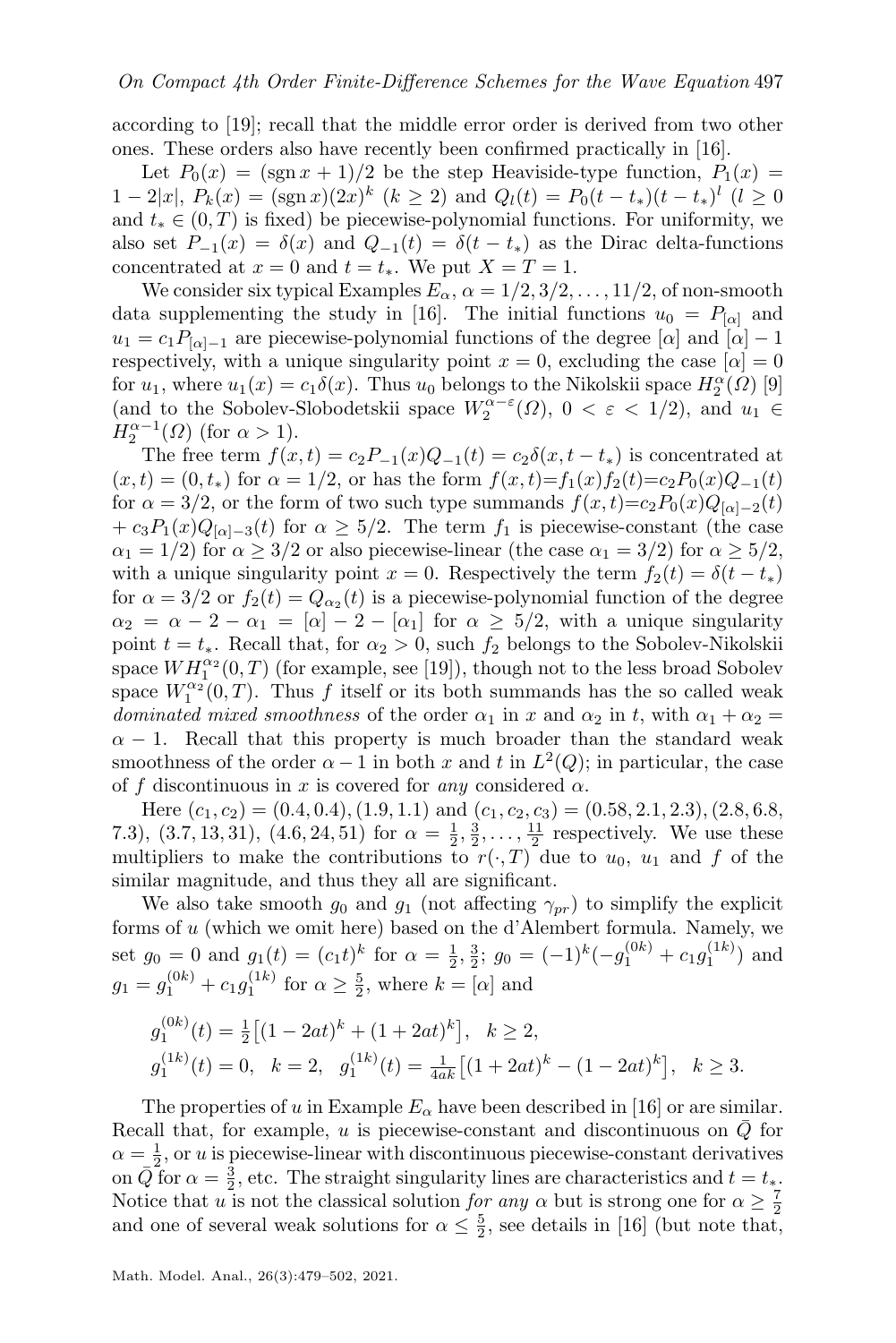according to [19]; recall that the middle error order is derived from two other ones. These orders also have recently been confirmed practically in [16].

Let $P_0(x) = (\operatorname{sgn} x + 1)/2$ be the step Heaviside-type function, $P_1(x) = 1 - 2|x|$, $P_k(x) = (\operatorname{sgn} x)(2x)^k$ $(k \geq 2)$ and $Q_l(t) = P_0(t - t_*)(t - t_*)^l$ $(l \geq 0$ and $t_* \in (0, T)$ is fixed) be piecewise-polynomial functions. For uniformity, we also set $P_{-1}(x) = \delta(x)$ and $Q_{-1}(t) = \delta(t - t_*)$ as the Dirac delta-functions concentrated at $x = 0$ and $t = t_*$. We put $X = T = 1$.

We consider six typical Examples $E_\alpha$, $\alpha = 1/2, 3/2, \ldots, 11/2$, of non-smooth data supplementing the study in [16]. The initial functions $u_0 = P_{[\alpha]}$ and $u_1 = c_1 P_{[\alpha]-1}$ are piecewise-polynomial functions of the degree $[\alpha]$ and $[\alpha] - 1$ respectively, with a unique singularity point $x = 0$, excluding the case $[\alpha] = 0$ for $u_1$, where $u_1(x) = c_1\delta(x)$. Thus $u_0$ belongs to the Nikolskii space $H_2^\alpha(\Omega)$ [9] (and to the Sobolev-Slobodetskii space $W_2^{\alpha-\varepsilon}(\Omega)$, $0 < \varepsilon < 1/2$), and $u_1 \in H_2^{\alpha-1}(\Omega)$ (for $\alpha > 1$).

The free term $f(x, t) = c_2 P_{-1}(x) Q_{-1}(t) = c_2\delta(x, t - t_*)$ is concentrated at $(x, t) = (0, t_*)$ for $\alpha = 1/2$, or has the form $f(x,t) = f_1(x) f_2(t) = c_2 P_0(x) Q_{-1}(t)$ for $\alpha = 3/2$, or the form of two such type summands $f(x,t) = c_2 P_0(x) Q_{[\alpha]-2}(t) + c_3 P_1(x) Q_{[\alpha]-3}(t)$ for $\alpha \geq 5/2$. The term $f_1$ is piecewise-constant (the case $\alpha_1 = 1/2$) for $\alpha \geq 3/2$ or also piecewise-linear (the case $\alpha_1 = 3/2$) for $\alpha \geq 5/2$, with a unique singularity point $x = 0$. Respectively the term $f_2(t) = \delta(t - t_*)$ for $\alpha = 3/2$ or $f_2(t) = Q_{\alpha_2}(t)$ is a piecewise-polynomial function of the degree $\alpha_2 = \alpha - 2 - \alpha_1 = [\alpha] - 2 - [\alpha_1]$ for $\alpha \geq 5/2$, with a unique singularity point $t = t_*$. Recall that, for $\alpha_2 > 0$, such $f_2$ belongs to the Sobolev-Nikolskii space $WH_1^{\alpha_2}(0, T)$ (for example, see [19]), though not to the less broad Sobolev space $W_1^{\alpha_2}(0, T)$. Thus $f$ itself or its both summands has the so called weak *dominated mixed smoothness* of the order $\alpha_1$ in $x$ and $\alpha_2$ in $t$, with $\alpha_1 + \alpha_2 = \alpha - 1$. Recall that this property is much broader than the standard weak smoothness of the order $\alpha - 1$ in both $x$ and $t$ in $L^2(Q)$; in particular, the case of $f$ discontinuous in $x$ is covered for *any* considered $\alpha$.

Here $(c_1, c_2) = (0.4, 0.4), (1.9, 1.1)$ and $(c_1, c_2, c_3) = (0.58, 2.1, 2.3), (2.8, 6.8, 7.3), (3.7, 13, 31), (4.6, 24, 51)$ for $\alpha = \frac{1}{2}, \frac{3}{2}, \ldots, \frac{11}{2}$ respectively. We use these multipliers to make the contributions to $r(\cdot, T)$ due to $u_0$, $u_1$ and $f$ of the similar magnitude, and thus they all are significant.

We also take smooth $g_0$ and $g_1$ (not affecting $\gamma_{pr}$) to simplify the explicit forms of $u$ (which we omit here) based on the d'Alembert formula. Namely, we set $g_0 = 0$ and $g_1(t) = (c_1 t)^k$ for $\alpha = \frac{1}{2}, \frac{3}{2}$; $g_0 = (-1)^k(-g_1^{(0k)} + c_1 g_1^{(1k)})$ and $g_1 = g_1^{(0k)} + c_1 g_1^{(1k)}$ for $\alpha \geq \frac{5}{2}$, where $k = [\alpha]$ and

$$g_1^{(0k)}(t) = \tfrac{1}{2}\big[(1 - 2at)^k + (1 + 2at)^k\big], \quad k \geq 2,$$
$$g_1^{(1k)}(t) = 0, \quad k = 2, \quad g_1^{(1k)}(t) = \tfrac{1}{4ak}\big[(1 + 2at)^k - (1 - 2at)^k\big], \quad k \geq 3.$$

The properties of $u$ in Example $E_\alpha$ have been described in [16] or are similar. Recall that, for example, $u$ is piecewise-constant and discontinuous on $\bar{Q}$ for $\alpha = \frac{1}{2}$, or $u$ is piecewise-linear with discontinuous piecewise-constant derivatives on $\bar{Q}$ for $\alpha = \frac{3}{2}$, etc. The straight singularity lines are characteristics and $t = t_*$. Notice that $u$ is not the classical solution *for any* $\alpha$ but is strong one for $\alpha \geq \frac{7}{2}$ and one of several weak solutions for $\alpha \leq \frac{5}{2}$, see details in [16] (but note that,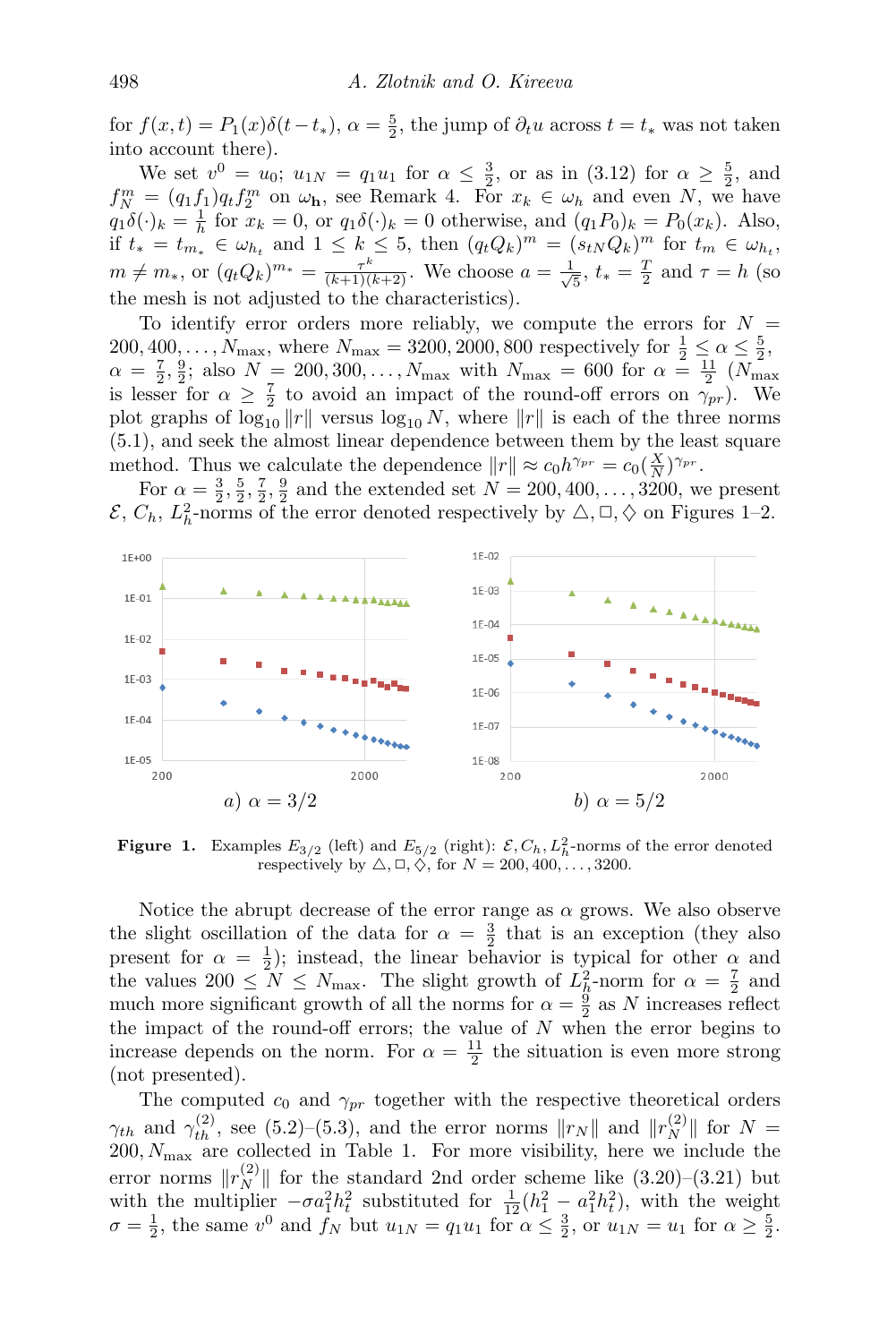for $f(x,t) = P_1(x)\delta(t-t_*)$, $\alpha = \frac{5}{2}$, the jump of $\partial_t u$ across $t = t_*$ was not taken into account there).

We set $v^0 = u_0$; $u_{1N} = q_1 u_1$ for $\alpha \le \frac{3}{2}$, or as in (3.12) for $\alpha \ge \frac{5}{2}$, and $f_N^m = (q_1 f_1) q_t f_2^m$ on $\omega_{\mathbf{h}}$, see Remark 4. For $x_k \in \omega_h$ and even $N$, we have $q_1\delta(\cdot)_k = \frac{1}{h}$ for $x_k = 0$, or $q_1\delta(\cdot)_k = 0$ otherwise, and $(q_1 P_0)_k = P_0(x_k)$. Also, if $t_* = t_{m_*} \in \omega_{h_t}$ and $1 \le k \le 5$, then $(q_t Q_k)^m = (s_{tN} Q_k)^m$ for $t_m \in \omega_{h_t}$, $m \ne m_*$, or $(q_t Q_k)^{m_*} = \frac{\tau^k}{(k+1)(k+2)}$. We choose $a = \frac{1}{\sqrt{5}}$, $t_* = \frac{T}{2}$ and $\tau = h$ (so the mesh is not adjusted to the characteristics).

To identify error orders more reliably, we compute the errors for $N = 200, 400, \dots, N_{\max}$, where $N_{\max} = 3200, 2000, 800$ respectively for $\frac{1}{2} \le \alpha \le \frac{5}{2}$, $\alpha = \frac{7}{2}, \frac{9}{2}$; also $N = 200, 300, \dots, N_{\max}$ with $N_{\max} = 600$ for $\alpha = \frac{11}{2}$ ($N_{\max}$ is lesser for $\alpha \ge \frac{7}{2}$ to avoid an impact of the round-off errors on $\gamma_{pr}$). We plot graphs of $\log_{10}\|r\|$ versus $\log_{10} N$, where $\|r\|$ is each of the three norms (5.1), and seek the almost linear dependence between them by the least square method. Thus we calculate the dependence $\|r\| \approx c_0 h^{\gamma_{pr}} = c_0(\frac{X}{N})^{\gamma_{pr}}$.

For $\alpha = \frac{3}{2}, \frac{5}{2}, \frac{7}{2}, \frac{9}{2}$ and the extended set $N = 200, 400, \dots, 3200$, we present $\mathcal{E}$, $C_h$, $L_h^2$-norms of the error denoted respectively by $\triangle, \square, \diamondsuit$ on Figures 1–2.

*a)* $\alpha = 3/2$ *b)* $\alpha = 5/2$

**Figure 1.** Examples $E_{3/2}$ (left) and $E_{5/2}$ (right): $\mathcal{E}, C_h, L_h^2$-norms of the error denoted respectively by $\triangle, \square, \diamondsuit$, for $N = 200, 400, \dots, 3200$.

Notice the abrupt decrease of the error range as $\alpha$ grows. We also observe the slight oscillation of the data for $\alpha = \frac{3}{2}$ that is an exception (they also present for $\alpha = \frac{1}{2}$); instead, the linear behavior is typical for other $\alpha$ and the values $200 \le N \le N_{\max}$. The slight growth of $L_h^2$-norm for $\alpha = \frac{7}{2}$ and much more significant growth of all the norms for $\alpha = \frac{9}{2}$ as $N$ increases reflect the impact of the round-off errors; the value of $N$ when the error begins to increase depends on the norm. For $\alpha = \frac{11}{2}$ the situation is even more strong (not presented).

The computed $c_0$ and $\gamma_{pr}$ together with the respective theoretical orders $\gamma_{th}$ and $\gamma_{th}^{(2)}$, see (5.2)–(5.3), and the error norms $\|r_N\|$ and $\|r_N^{(2)}\|$ for $N = 200, N_{\max}$ are collected in Table 1. For more visibility, here we include the error norms $\|r_N^{(2)}\|$ for the standard 2nd order scheme like (3.20)–(3.21) but with the multiplier $-\sigma a_1^2 h_t^2$ substituted for $\frac{1}{12}(h_1^2 - a_1^2 h_t^2)$, with the weight $\sigma = \frac{1}{2}$, the same $v^0$ and $f_N$ but $u_{1N} = q_1 u_1$ for $\alpha \le \frac{3}{2}$, or $u_{1N} = u_1$ for $\alpha \ge \frac{5}{2}$.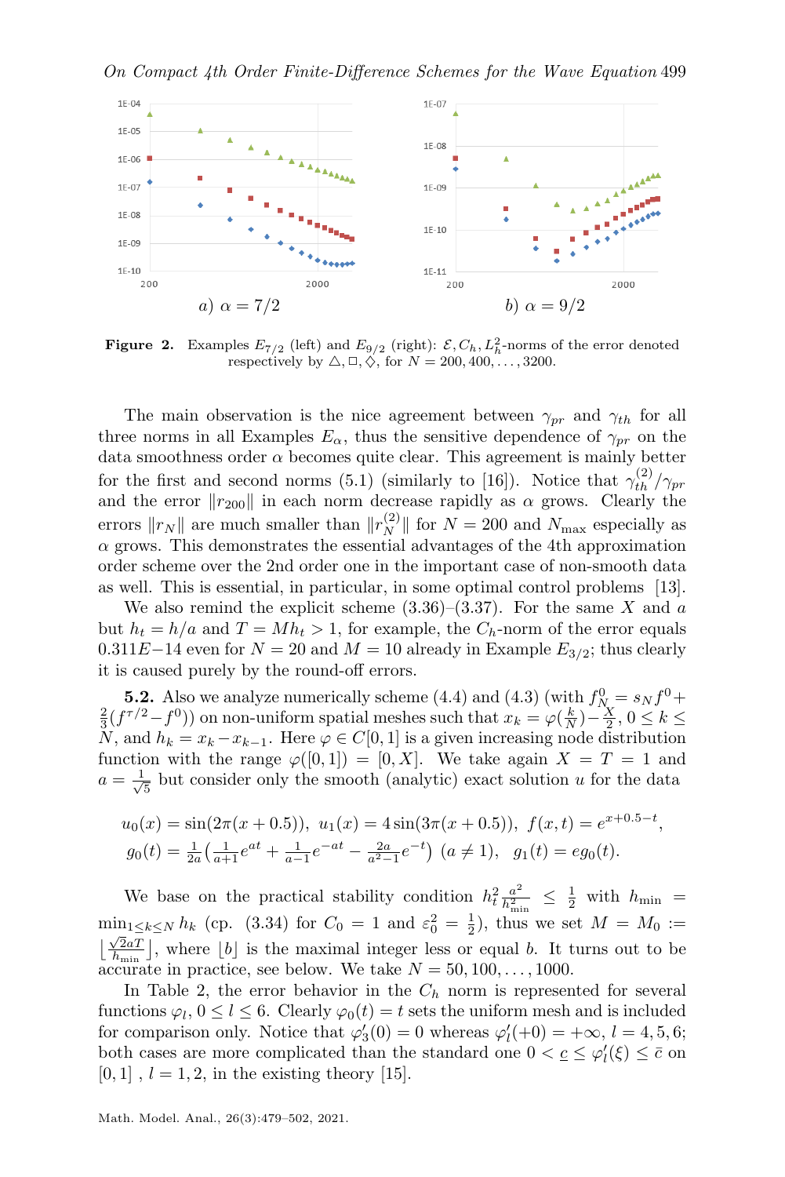a) $\alpha = 7/2$ b) $\alpha = 9/2$

**Figure 2.** Examples $E_{7/2}$ (left) and $E_{9/2}$ (right): $\mathcal{E}, C_h, L_h^2$-norms of the error denoted respectively by $\triangle, \square, \diamondsuit$, for $N = 200, 400, \ldots, 3200$.

The main observation is the nice agreement between $\gamma_{pr}$ and $\gamma_{th}$ for all three norms in all Examples $E_\alpha$, thus the sensitive dependence of $\gamma_{pr}$ on the data smoothness order $\alpha$ becomes quite clear. This agreement is mainly better for the first and second norms (5.1) (similarly to [16]). Notice that $\gamma_{th}^{(2)}/\gamma_{pr}$ and the error $\|r_{200}\|$ in each norm decrease rapidly as $\alpha$ grows. Clearly the errors $\|r_N\|$ are much smaller than $\|r_N^{(2)}\|$ for $N = 200$ and $N_{\max}$ especially as $\alpha$ grows. This demonstrates the essential advantages of the 4th approximation order scheme over the 2nd order one in the important case of non-smooth data as well. This is essential, in particular, in some optimal control problems [13].

We also remind the explicit scheme (3.36)–(3.37). For the same $X$ and $a$ but $h_t = h/a$ and $T = Mh_t > 1$, for example, the $C_h$-norm of the error equals $0.311E{-}14$ even for $N = 20$ and $M = 10$ already in Example $E_{3/2}$; thus clearly it is caused purely by the round-off errors.

**5.2.** Also we analyze numerically scheme (4.4) and (4.3) (with $f_N^0 = s_N f^0 + \frac{2}{3}(f^{\tau/2} - f^0)$) on non-uniform spatial meshes such that $x_k = \varphi(\frac{k}{N}) - \frac{X}{2}$, $0 \le k \le N$, and $h_k = x_k - x_{k-1}$. Here $\varphi \in C[0,1]$ is a given increasing node distribution function with the range $\varphi([0,1]) = [0, X]$. We take again $X = T = 1$ and $a = \frac{1}{\sqrt{5}}$ but consider only the smooth (analytic) exact solution $u$ for the data

$$u_0(x) = \sin(2\pi(x + 0.5)),\ u_1(x) = 4\sin(3\pi(x + 0.5)),\ f(x,t) = e^{x+0.5-t},$$
$$g_0(t) = \tfrac{1}{2a}\big(\tfrac{1}{a+1}e^{at} + \tfrac{1}{a-1}e^{-at} - \tfrac{2a}{a^2-1}e^{-t}\big)\ (a \ne 1),\quad g_1(t) = eg_0(t).$$

We base on the practical stability condition $h_t^2 \frac{a^2}{h_{\min}^2} \le \frac{1}{2}$ with $h_{\min} = \min_{1 \le k \le N} h_k$ (cp. (3.34) for $C_0 = 1$ and $\varepsilon_0^2 = \frac{1}{2}$), thus we set $M = M_0 := \big\lfloor \frac{\sqrt{2}aT}{h_{\min}} \big\rfloor$, where $\lfloor b \rfloor$ is the maximal integer less or equal $b$. It turns out to be accurate in practice, see below. We take $N = 50, 100, \ldots, 1000$.

In Table 2, the error behavior in the $C_h$ norm is represented for several functions $\varphi_l$, $0 \le l \le 6$. Clearly $\varphi_0(t) = t$ sets the uniform mesh and is included for comparison only. Notice that $\varphi_3'(0) = 0$ whereas $\varphi_l'(+0) = +\infty$, $l = 4, 5, 6$; both cases are more complicated than the standard one $0 < \underline{c} \le \varphi_l'(\xi) \le \bar{c}$ on $[0,1]$ , $l = 1, 2$, in the existing theory [15].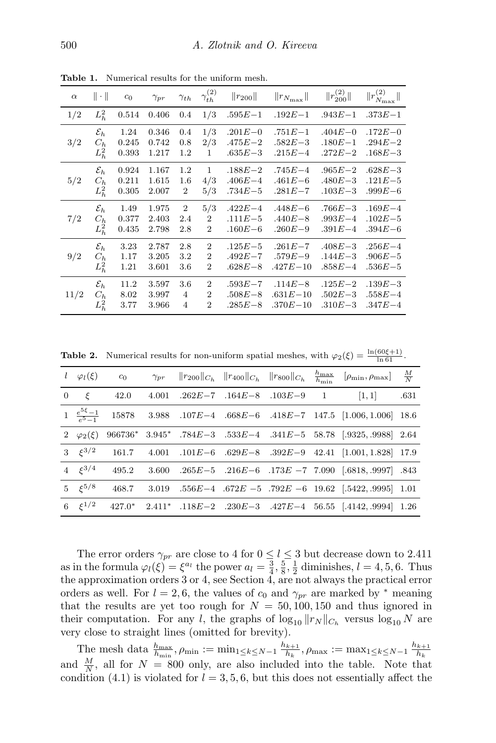**Table 1.** Numerical results for the uniform mesh.

| $\alpha$ | $\\|\cdot\\|$ | $c_0$ | $\gamma_{pr}$ | $\gamma_{th}$ | $\gamma_{th}^{(2)}$ | $\\|r_{200}\\|$ | $\\|r_{N_{\max}}\\|$ | $\\|r_{200}^{(2)}\\|$ | $\\|r_{N_{\max}}^{(2)}\\|$ |
|---|---|---|---|---|---|---|---|---|---|
| $1/2$ | $L_h^2$ | 0.514 | 0.406 | 0.4 | 1/3 | .595$E-1$ | .192$E-1$ | .943$E-1$ | .373$E-1$ |
| $3/2$ | $\mathcal{E}_h$ | 1.24 | 0.346 | 0.4 | 1/3 | .201$E-0$ | .751$E-1$ | .404$E-0$ | .172$E-0$ |
| | $C_h$ | 0.245 | 0.742 | 0.8 | 2/3 | .475$E-2$ | .582$E-3$ | .180$E-1$ | .294$E-2$ |
| | $L_h^2$ | 0.393 | 1.217 | 1.2 | 1 | .635$E-3$ | .215$E-4$ | .272$E-2$ | .168$E-3$ |
| $5/2$ | $\mathcal{E}_h$ | 0.924 | 1.167 | 1.2 | 1 | .188$E-2$ | .745$E-4$ | .965$E-2$ | .628$E-3$ |
| | $C_h$ | 0.211 | 1.615 | 1.6 | 4/3 | .406$E-4$ | .461$E-6$ | .480$E-3$ | .121$E-5$ |
| | $L_h^2$ | 0.305 | 2.007 | 2 | 5/3 | .734$E-5$ | .281$E-7$ | .103$E-3$ | .999$E-6$ |
| $7/2$ | $\mathcal{E}_h$ | 1.49 | 1.975 | 2 | 5/3 | .422$E-4$ | .448$E-6$ | .766$E-3$ | .169$E-4$ |
| | $C_h$ | 0.377 | 2.403 | 2.4 | 2 | .111$E-5$ | .440$E-8$ | .993$E-4$ | .102$E-5$ |
| | $L_h^2$ | 0.435 | 2.798 | 2.8 | 2 | .160$E-6$ | .260$E-9$ | .391$E-4$ | .394$E-6$ |
| $9/2$ | $\mathcal{E}_h$ | 3.23 | 2.787 | 2.8 | 2 | .125$E-5$ | .261$E-7$ | .408$E-3$ | .256$E-4$ |
| | $C_h$ | 1.17 | 3.205 | 3.2 | 2 | .492$E-7$ | .579$E-9$ | .144$E-3$ | .906$E-5$ |
| | $L_h^2$ | 1.21 | 3.601 | 3.6 | 2 | .628$E-8$ | .427$E-10$ | .858$E-4$ | .536$E-5$ |
| $11/2$ | $\mathcal{E}_h$ | 11.2 | 3.597 | 3.6 | 2 | .593$E-7$ | .114$E-8$ | .125$E-2$ | .139$E-3$ |
| | $C_h$ | 8.02 | 3.997 | 4 | 2 | .508$E-8$ | .631$E-10$ | .502$E-3$ | .558$E-4$ |
| | $L_h^2$ | 3.77 | 3.966 | 4 | 2 | .285$E-8$ | .370$E-10$ | .310$E-3$ | .347$E-4$ |

**Table 2.** Numerical results for non-uniform spatial meshes, with $\varphi_2(\xi) = \frac{\ln(60\xi+1)}{\ln 61}$.

| $l$ | $\varphi_l(\xi)$ | $c_0$ | $\gamma_{pr}$ | $\\|r_{200}\\|_{C_h}$ | $\\|r_{400}\\|_{C_h}$ | $\\|r_{800}\\|_{C_h}$ | $\frac{h_{\max}}{h_{\min}}$ | $[\rho_{\min}, \rho_{\max}]$ | $\frac{M}{N}$ |
|---|---|---|---|---|---|---|---|---|---|
| 0 | $\xi$ | 42.0 | 4.001 | .262$E-7$ | .164$E-8$ | .103$E-9$ | 1 | $[1, 1]$ | .631 |
| 1 | $\frac{e^{5\xi}-1}{e^5-1}$ | 15878 | 3.988 | .107$E-4$ | .668$E-6$ | .418$E-7$ | 147.5 | $[1.006, 1.006]$ | 18.6 |
| 2 | $\varphi_2(\xi)$ | 966736* | 3.945* | .784$E-3$ | .533$E-4$ | .341$E-5$ | 58.78 | $[.9325, .9988]$ | 2.64 |
| 3 | $\xi^{3/2}$ | 161.7 | 4.001 | .101$E-6$ | .629$E-8$ | .392$E-9$ | 42.41 | $[1.001, 1.828]$ | 17.9 |
| 4 | $\xi^{3/4}$ | 495.2 | 3.600 | .265$E-5$ | .216$E-6$ | .173$E-7$ | 7.090 | $[.6818, .9997]$ | .843 |
| 5 | $\xi^{5/8}$ | 468.7 | 3.019 | .556$E-4$ | .672$E-5$ | .792$E-6$ | 19.62 | $[.5422, .9995]$ | 1.01 |
| 6 | $\xi^{1/2}$ | 427.0* | 2.411* | .118$E-2$ | .230$E-3$ | .427$E-4$ | 56.55 | $[.4142, .9994]$ | 1.26 |

The error orders $\gamma_{pr}$ are close to 4 for $0 \le l \le 3$ but decrease down to 2.411 as in the formula $\varphi_l(\xi) = \xi^{a_l}$ the power $a_l = \frac{3}{4}, \frac{5}{8}, \frac{1}{2}$ diminishes, $l = 4, 5, 6$. Thus the approximation orders 3 or 4, see Section 4, are not always the practical error orders as well. For $l = 2, 6$, the values of $c_0$ and $\gamma_{pr}$ are marked by * meaning that the results are yet too rough for $N = 50, 100, 150$ and thus ignored in their computation. For any $l$, the graphs of $\log_{10} \\|r_N\\|_{C_h}$ versus $\log_{10} N$ are very close to straight lines (omitted for brevity).

The mesh data $\frac{h_{\max}}{h_{\min}}, \rho_{\min} := \min_{1\le k\le N-1} \frac{h_{k+1}}{h_k}, \rho_{\max} := \max_{1\le k\le N-1} \frac{h_{k+1}}{h_k}$ and $\frac{M}{N}$, all for $N = 800$ only, are also included into the table. Note that condition (4.1) is violated for $l = 3, 5, 6$, but this does not essentially affect the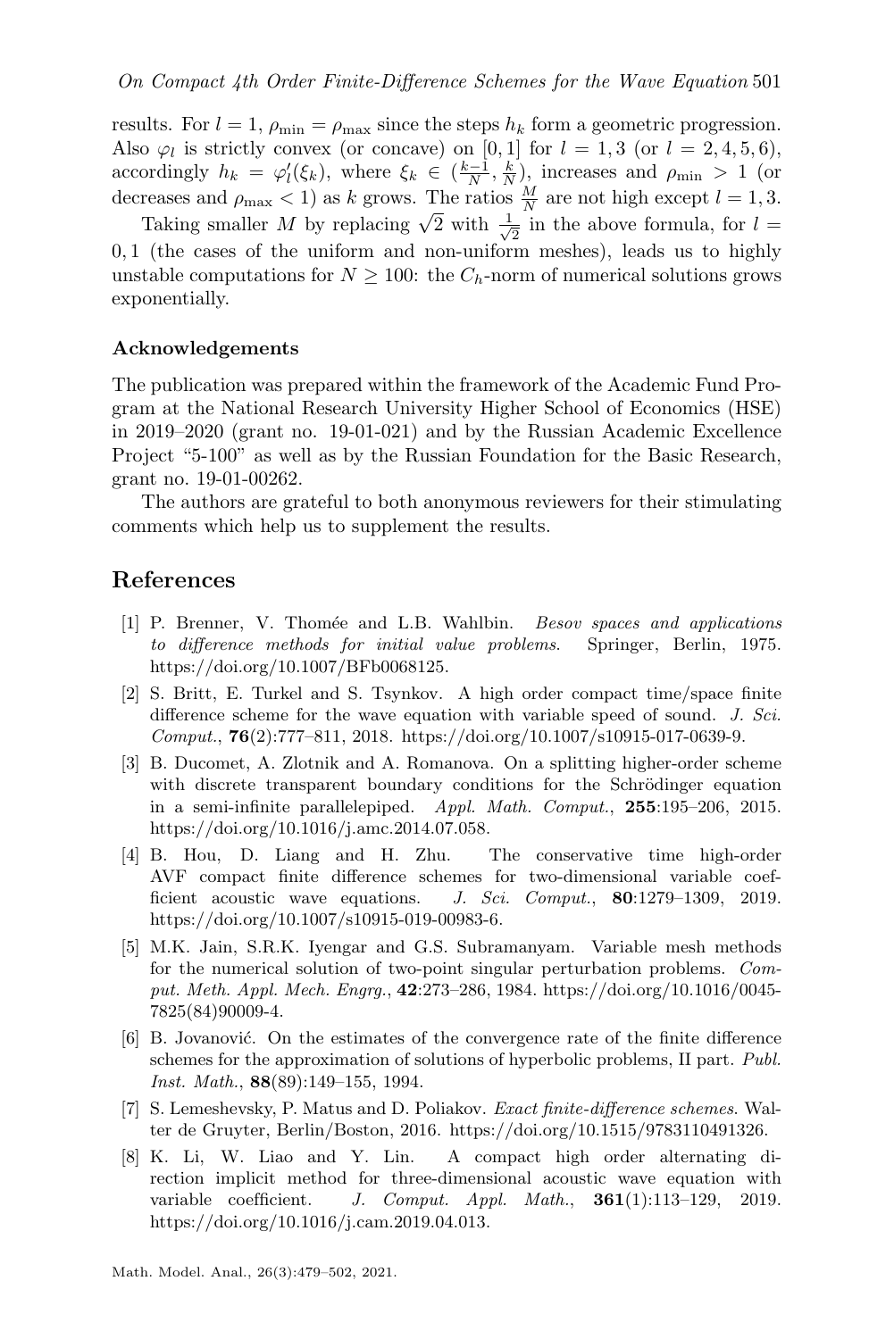results. For $l = 1$, $\rho_{\min} = \rho_{\max}$ since the steps $h_k$ form a geometric progression. Also $\varphi_l$ is strictly convex (or concave) on $[0, 1]$ for $l = 1, 3$ (or $l = 2, 4, 5, 6$), accordingly $h_k = \varphi_l'(\xi_k)$, where $\xi_k \in (\frac{k-1}{N}, \frac{k}{N})$, increases and $\rho_{\min} > 1$ (or decreases and $\rho_{\max} < 1$) as $k$ grows. The ratios $\frac{M}{N}$ are not high except $l = 1, 3$.

Taking smaller $M$ by replacing $\sqrt{2}$ with $\frac{1}{\sqrt{2}}$ in the above formula, for $l = 0, 1$ (the cases of the uniform and non-uniform meshes), leads us to highly unstable computations for $N \geq 100$: the $C_h$-norm of numerical solutions grows exponentially.

### Acknowledgements

The publication was prepared within the framework of the Academic Fund Program at the National Research University Higher School of Economics (HSE) in 2019–2020 (grant no. 19-01-021) and by the Russian Academic Excellence Project "5-100" as well as by the Russian Foundation for the Basic Research, grant no. 19-01-00262.

The authors are grateful to both anonymous reviewers for their stimulating comments which help us to supplement the results.

## References

[1] P. Brenner, V. Thomée and L.B. Wahlbin. *Besov spaces and applications to difference methods for initial value problems.* Springer, Berlin, 1975. https://doi.org/10.1007/BFb0068125.

[2] S. Britt, E. Turkel and S. Tsynkov. A high order compact time/space finite difference scheme for the wave equation with variable speed of sound. *J. Sci. Comput.*, **76**(2):777–811, 2018. https://doi.org/10.1007/s10915-017-0639-9.

[3] B. Ducomet, A. Zlotnik and A. Romanova. On a splitting higher-order scheme with discrete transparent boundary conditions for the Schrödinger equation in a semi-infinite parallelepiped. *Appl. Math. Comput.*, **255**:195–206, 2015. https://doi.org/10.1016/j.amc.2014.07.058.

[4] B. Hou, D. Liang and H. Zhu. The conservative time high-order AVF compact finite difference schemes for two-dimensional variable coefficient acoustic wave equations. *J. Sci. Comput.*, **80**:1279–1309, 2019. https://doi.org/10.1007/s10915-019-00983-6.

[5] M.K. Jain, S.R.K. Iyengar and G.S. Subramanyam. Variable mesh methods for the numerical solution of two-point singular perturbation problems. *Comput. Meth. Appl. Mech. Engrg.*, **42**:273–286, 1984. https://doi.org/10.1016/0045-7825(84)90009-4.

[6] B. Jovanović. On the estimates of the convergence rate of the finite difference schemes for the approximation of solutions of hyperbolic problems, II part. *Publ. Inst. Math.*, **88**(89):149–155, 1994.

[7] S. Lemeshevsky, P. Matus and D. Poliakov. *Exact finite-difference schemes.* Walter de Gruyter, Berlin/Boston, 2016. https://doi.org/10.1515/9783110491326.

[8] K. Li, W. Liao and Y. Lin. A compact high order alternating direction implicit method for three-dimensional acoustic wave equation with variable coefficient. *J. Comput. Appl. Math.*, **361**(1):113–129, 2019. https://doi.org/10.1016/j.cam.2019.04.013.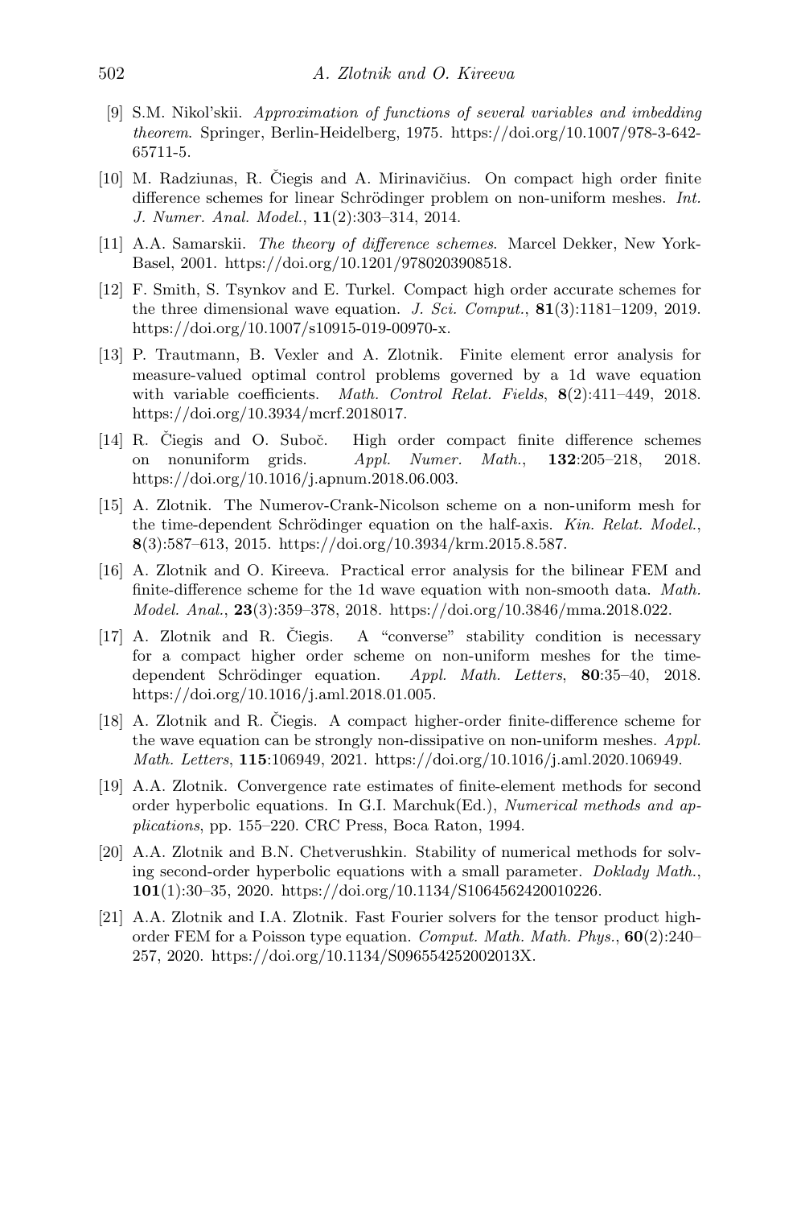[9] S.M. Nikol'skii. *Approximation of functions of several variables and imbedding theorem*. Springer, Berlin-Heidelberg, 1975. https://doi.org/10.1007/978-3-642-65711-5.

[10] M. Radziunas, R. Čiegis and A. Mirinavičius. On compact high order finite difference schemes for linear Schrödinger problem on non-uniform meshes. *Int. J. Numer. Anal. Model.*, **11**(2):303–314, 2014.

[11] A.A. Samarskii. *The theory of difference schemes*. Marcel Dekker, New York-Basel, 2001. https://doi.org/10.1201/9780203908518.

[12] F. Smith, S. Tsynkov and E. Turkel. Compact high order accurate schemes for the three dimensional wave equation. *J. Sci. Comput.*, **81**(3):1181–1209, 2019. https://doi.org/10.1007/s10915-019-00970-x.

[13] P. Trautmann, B. Vexler and A. Zlotnik. Finite element error analysis for measure-valued optimal control problems governed by a 1d wave equation with variable coefficients. *Math. Control Relat. Fields*, **8**(2):411–449, 2018. https://doi.org/10.3934/mcrf.2018017.

[14] R. Čiegis and O. Suboč. High order compact finite difference schemes on nonuniform grids. *Appl. Numer. Math.*, **132**:205–218, 2018. https://doi.org/10.1016/j.apnum.2018.06.003.

[15] A. Zlotnik. The Numerov-Crank-Nicolson scheme on a non-uniform mesh for the time-dependent Schrödinger equation on the half-axis. *Kin. Relat. Model.*, **8**(3):587–613, 2015. https://doi.org/10.3934/krm.2015.8.587.

[16] A. Zlotnik and O. Kireeva. Practical error analysis for the bilinear FEM and finite-difference scheme for the 1d wave equation with non-smooth data. *Math. Model. Anal.*, **23**(3):359–378, 2018. https://doi.org/10.3846/mma.2018.022.

[17] A. Zlotnik and R. Čiegis. A "converse" stability condition is necessary for a compact higher order scheme on non-uniform meshes for the time-dependent Schrödinger equation. *Appl. Math. Letters*, **80**:35–40, 2018. https://doi.org/10.1016/j.aml.2018.01.005.

[18] A. Zlotnik and R. Čiegis. A compact higher-order finite-difference scheme for the wave equation can be strongly non-dissipative on non-uniform meshes. *Appl. Math. Letters*, **115**:106949, 2021. https://doi.org/10.1016/j.aml.2020.106949.

[19] A.A. Zlotnik. Convergence rate estimates of finite-element methods for second order hyperbolic equations. In G.I. Marchuk(Ed.), *Numerical methods and applications*, pp. 155–220. CRC Press, Boca Raton, 1994.

[20] A.A. Zlotnik and B.N. Chetverushkin. Stability of numerical methods for solving second-order hyperbolic equations with a small parameter. *Doklady Math.*, **101**(1):30–35, 2020. https://doi.org/10.1134/S1064562420010226.

[21] A.A. Zlotnik and I.A. Zlotnik. Fast Fourier solvers for the tensor product high-order FEM for a Poisson type equation. *Comput. Math. Math. Phys.*, **60**(2):240–257, 2020. https://doi.org/10.1134/S096554252002013X.